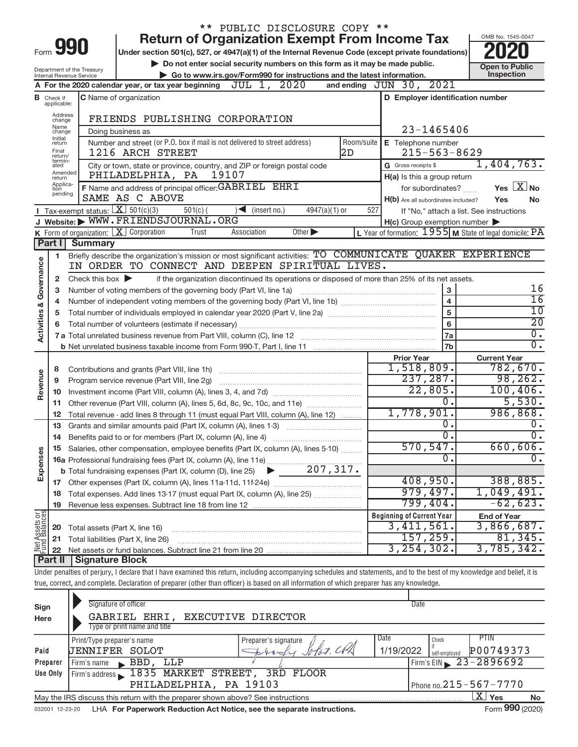\*\* PUBLIC DISCLOSURE COPY \*\*

# Form 990 — Return of Organization Exempt From Income Tax

Under section 501(c), 527, or 4947(a)(1) of the Internal Revenue Code (except private foundations)

▶ Do not enter social security numbers on this form as it may be made public.

▶ Go to www.irs.gov/Form990 for instructions and the latest information.

Department of the Treasury
Internal Revenue Service

OMB No. 1545-0047

**2020**

**Open to Public Inspection**

**A** For the 2020 calendar year, or tax year beginning JUL 1, 2020 and ending JUN 30, 2021

**B** Check if applicable: Address change, Name change, Initial return, Final return/terminated, Amended return, Application pending

**C** Name of organization: FRIENDS PUBLISHING CORPORATION

Doing business as

Number and street (or P.O. box if mail is not delivered to street address): 1216 ARCH STREET — Room/suite: 2D

City or town, state or province, country, and ZIP or foreign postal code: PHILADELPHIA, PA 19107

**D** Employer identification number: 23-1465406

**E** Telephone number: 215-563-8629

**G** Gross receipts $ 1,404,763.

**F** Name and address of principal officer: GABRIEL EHRI, SAME AS C ABOVE

**H(a)** Is this a group return for subordinates? Yes [X] No

**H(b)** Are all subordinates included? Yes No — If "No," attach a list. See instructions

**H(c)** Group exemption number ▶

**I** Tax-exempt status: [X] 501(c)(3) 501(c) ( )◀ (insert no.) 4947(a)(1) or 527

**J** Website: ▶ WWW.FRIENDSJOURNAL.ORG

**K** Form of organization: [X] Corporation Trust Association Other ▶

**L** Year of formation: 1955 **M** State of legal domicile: PA

## Part I Summary

**Activities & Governance**

1. Briefly describe the organization's mission or most significant activities: TO COMMUNICATE QUAKER EXPERIENCE IN ORDER TO CONNECT AND DEEPEN SPIRITUAL LIVES.
2. Check this box ▶ if the organization discontinued its operations or disposed of more than 25% of its net assets.

| Line | Description | Box | Value |
|---|---|---|---|
| 3 | Number of voting members of the governing body (Part VI, line 1a) | 3 | 16 |
| 4 | Number of independent voting members of the governing body (Part VI, line 1b) | 4 | 16 |
| 5 | Total number of individuals employed in calendar year 2020 (Part V, line 2a) | 5 | 10 |
| 6 | Total number of volunteers (estimate if necessary) | 6 | 20 |
| 7a | Total unrelated business revenue from Part VIII, column (C), line 12 | 7a | 0. |
| 7b | Net unrelated business taxable income from Form 990-T, Part I, line 11 | 7b | 0. |

| Section | Line | Description | Prior Year | Current Year |
|---|---|---|---|---|
| Revenue | 8 | Contributions and grants (Part VIII, line 1h) | 1,518,809. | 782,670. |
| | 9 | Program service revenue (Part VIII, line 2g) | 237,287. | 98,262. |
| | 10 | Investment income (Part VIII, column (A), lines 3, 4, and 7d) | 22,805. | 100,406. |
| | 11 | Other revenue (Part VIII, column (A), lines 5, 6d, 8c, 9c, 10c, and 11e) | 0. | 5,530. |
| | 12 | Total revenue - add lines 8 through 11 (must equal Part VIII, column (A), line 12) | 1,778,901. | 986,868. |
| Expenses | 13 | Grants and similar amounts paid (Part IX, column (A), lines 1-3) | 0. | 0. |
| | 14 | Benefits paid to or for members (Part IX, column (A), line 4) | 0. | 0. |
| | 15 | Salaries, other compensation, employee benefits (Part IX, column (A), lines 5-10) | 570,547. | 660,606. |
| | 16a | Professional fundraising fees (Part IX, column (A), line 11e) | 0. | 0. |
| | b | Total fundraising expenses (Part IX, column (D), line 25) ▶ 207,317. | | |
| | 17 | Other expenses (Part IX, column (A), lines 11a-11d, 11f-24e) | 408,950. | 388,885. |
| | 18 | Total expenses. Add lines 13-17 (must equal Part IX, column (A), line 25) | 979,497. | 1,049,491. |
| | 19 | Revenue less expenses. Subtract line 18 from line 12 | 799,404. | -62,623. |

| Section | Line | Description | Beginning of Current Year | End of Year |
|---|---|---|---|---|
| Net Assets or Fund Balances | 20 | Total assets (Part X, line 16) | 3,411,561. | 3,866,687. |
| | 21 | Total liabilities (Part X, line 26) | 157,259. | 81,345. |
| | 22 | Net assets or fund balances. Subtract line 21 from line 20 | 3,254,302. | 3,785,342. |

## Part II Signature Block

Under penalties of perjury, I declare that I have examined this return, including accompanying schedules and statements, and to the best of my knowledge and belief, it is true, correct, and complete. Declaration of preparer (other than officer) is based on all information of which preparer has any knowledge.

**Sign Here**

Signature of officer — Date

GABRIEL EHRI, EXECUTIVE DIRECTOR
Type or print name and title

**Paid Preparer Use Only**

| Print/Type preparer's name | Preparer's signature | Date | Check if self-employed | PTIN |
|---|---|---|---|---|
| JENNIFER SOLOT | Jennifer Solot, CPA | 1/19/2022 | | P00749373 |

Firm's name ▶ BBD, LLP — Firm's EIN ▶ 23-2896692

Firm's address ▶ 1835 MARKET STREET, 3RD FLOOR, PHILADELPHIA, PA 19103 — Phone no. 215-567-7770

May the IRS discuss this return with the preparer shown above? See instructions [X] Yes No

032001 12-23-20 LHA For Paperwork Reduction Act Notice, see the separate instructions. Form **990** (2020)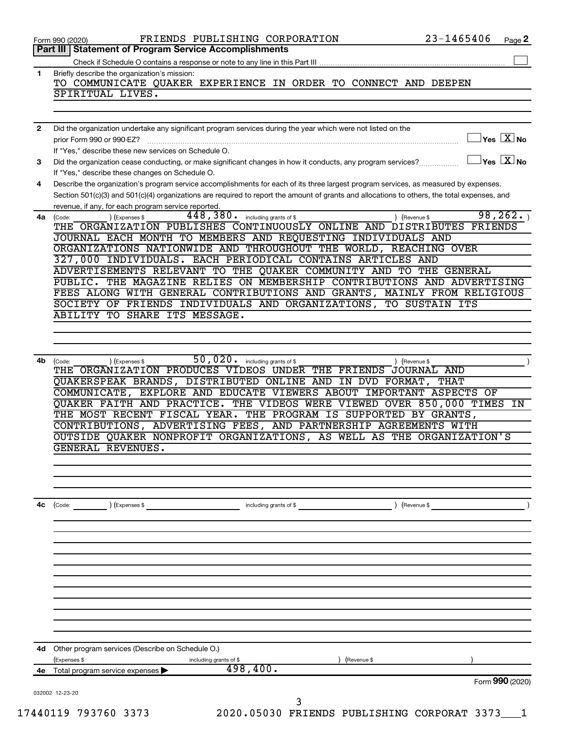Form 990 (2020) FRIENDS PUBLISHING CORPORATION 23-1465406 Page 2

## Part III Statement of Program Service Accomplishments

Check if Schedule O contains a response or note to any line in this Part III ☐

**1** Briefly describe the organization's mission:

TO COMMUNICATE QUAKER EXPERIENCE IN ORDER TO CONNECT AND DEEPEN SPIRITUAL LIVES.

**2** Did the organization undertake any significant program services during the year which were not listed on the prior Form 990 or 990-EZ? ☐ Yes ☒ No

If "Yes," describe these new services on Schedule O.

**3** Did the organization cease conducting, or make significant changes in how it conducts, any program services? ☐ Yes ☒ No

If "Yes," describe these changes on Schedule O.

**4** Describe the organization's program service accomplishments for each of its three largest program services, as measured by expenses. Section 501(c)(3) and 501(c)(4) organizations are required to report the amount of grants and allocations to others, the total expenses, and revenue, if any, for each program service reported.

**4a** (Code: ) (Expenses $ 448,380. including grants of $ ) (Revenue $ 98,262. )

THE ORGANIZATION PUBLISHES CONTINUOUSLY ONLINE AND DISTRIBUTES FRIENDS JOURNAL EACH MONTH TO MEMBERS AND REQUESTING INDIVIDUALS AND ORGANIZATIONS NATIONWIDE AND THROUGHOUT THE WORLD, REACHING OVER 327,000 INDIVIDUALS. EACH PERIODICAL CONTAINS ARTICLES AND ADVERTISEMENTS RELEVANT TO THE QUAKER COMMUNITY AND TO THE GENERAL PUBLIC. THE MAGAZINE RELIES ON MEMBERSHIP CONTRIBUTIONS AND ADVERTISING FEES ALONG WITH GENERAL CONTRIBUTIONS AND GRANTS, MAINLY FROM RELIGIOUS SOCIETY OF FRIENDS INDIVIDUALS AND ORGANIZATIONS, TO SUSTAIN ITS ABILITY TO SHARE ITS MESSAGE.

**4b** (Code: ) (Expenses $ 50,020. including grants of $ ) (Revenue $ )

THE ORGANIZATION PRODUCES VIDEOS UNDER THE FRIENDS JOURNAL AND QUAKERSPEAK BRANDS, DISTRIBUTED ONLINE AND IN DVD FORMAT, THAT COMMUNICATE, EXPLORE AND EDUCATE VIEWERS ABOUT IMPORTANT ASPECTS OF QUAKER FAITH AND PRACTICE. THE VIDEOS WERE VIEWED OVER 850,000 TIMES IN THE MOST RECENT FISCAL YEAR. THE PROGRAM IS SUPPORTED BY GRANTS, CONTRIBUTIONS, ADVERTISING FEES, AND PARTNERSHIP AGREEMENTS WITH OUTSIDE QUAKER NONPROFIT ORGANIZATIONS, AS WELL AS THE ORGANIZATION'S GENERAL REVENUES.

**4c** (Code: ) (Expenses $ including grants of $ ) (Revenue $ )

**4d** Other program services (Describe on Schedule O.)

(Expenses $ including grants of $ ) (Revenue $ )

**4e** Total program service expenses ▶ 498,400.

Form **990** (2020)

032002 12-23-20

17440119 793760 3373 2020.05030 FRIENDS PUBLISHING CORPORAT 3373___1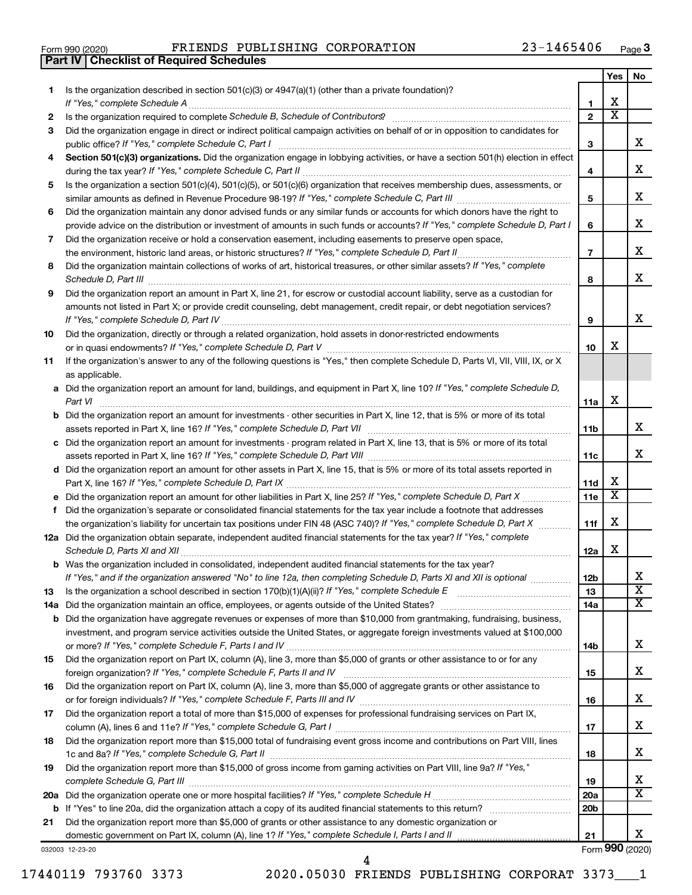Form 990 (2020) FRIENDS PUBLISHING CORPORATION 23-1465406 Page **3**

## Part IV Checklist of Required Schedules

| | | | Yes | No |
|---|---|---|---|---|
| **1** | Is the organization described in section 501(c)(3) or 4947(a)(1) (other than a private foundation)? *If "Yes," complete Schedule A* | **1** | X | |
| **2** | Is the organization required to complete *Schedule B, Schedule of Contributors*? | **2** | X | |
| **3** | Did the organization engage in direct or indirect political campaign activities on behalf of or in opposition to candidates for public office? *If "Yes," complete Schedule C, Part I* | **3** | | X |
| **4** | **Section 501(c)(3) organizations.** Did the organization engage in lobbying activities, or have a section 501(h) election in effect during the tax year? *If "Yes," complete Schedule C, Part II* | **4** | | X |
| **5** | Is the organization a section 501(c)(4), 501(c)(5), or 501(c)(6) organization that receives membership dues, assessments, or similar amounts as defined in Revenue Procedure 98-19? *If "Yes," complete Schedule C, Part III* | **5** | | X |
| **6** | Did the organization maintain any donor advised funds or any similar funds or accounts for which donors have the right to provide advice on the distribution or investment of amounts in such funds or accounts? *If "Yes," complete Schedule D, Part I* | **6** | | X |
| **7** | Did the organization receive or hold a conservation easement, including easements to preserve open space, the environment, historic land areas, or historic structures? *If "Yes," complete Schedule D, Part II* | **7** | | X |
| **8** | Did the organization maintain collections of works of art, historical treasures, or other similar assets? *If "Yes," complete Schedule D, Part III* | **8** | | X |
| **9** | Did the organization report an amount in Part X, line 21, for escrow or custodial account liability, serve as a custodian for amounts not listed in Part X; or provide credit counseling, debt management, credit repair, or debt negotiation services? *If "Yes," complete Schedule D, Part IV* | **9** | | X |
| **10** | Did the organization, directly or through a related organization, hold assets in donor-restricted endowments or in quasi endowments? *If "Yes," complete Schedule D, Part V* | **10** | X | |
| **11** | If the organization's answer to any of the following questions is "Yes," then complete Schedule D, Parts VI, VII, VIII, IX, or X as applicable. | | | |
| **a** | Did the organization report an amount for land, buildings, and equipment in Part X, line 10? *If "Yes," complete Schedule D, Part VI* | **11a** | X | |
| **b** | Did the organization report an amount for investments - other securities in Part X, line 12, that is 5% or more of its total assets reported in Part X, line 16? *If "Yes," complete Schedule D, Part VII* | **11b** | | X |
| **c** | Did the organization report an amount for investments - program related in Part X, line 13, that is 5% or more of its total assets reported in Part X, line 16? *If "Yes," complete Schedule D, Part VIII* | **11c** | | X |
| **d** | Did the organization report an amount for other assets in Part X, line 15, that is 5% or more of its total assets reported in Part X, line 16? *If "Yes," complete Schedule D, Part IX* | **11d** | X | |
| **e** | Did the organization report an amount for other liabilities in Part X, line 25? *If "Yes," complete Schedule D, Part X* | **11e** | X | |
| **f** | Did the organization's separate or consolidated financial statements for the tax year include a footnote that addresses the organization's liability for uncertain tax positions under FIN 48 (ASC 740)? *If "Yes," complete Schedule D, Part X* | **11f** | X | |
| **12a** | Did the organization obtain separate, independent audited financial statements for the tax year? *If "Yes," complete Schedule D, Parts XI and XII* | **12a** | X | |
| **b** | Was the organization included in consolidated, independent audited financial statements for the tax year? *If "Yes," and if the organization answered "No" to line 12a, then completing Schedule D, Parts XI and XII is optional* | **12b** | | X |
| **13** | Is the organization a school described in section 170(b)(1)(A)(ii)? *If "Yes," complete Schedule E* | **13** | | X |
| **14a** | Did the organization maintain an office, employees, or agents outside of the United States? | **14a** | | X |
| **b** | Did the organization have aggregate revenues or expenses of more than $10,000 from grantmaking, fundraising, business, investment, and program service activities outside the United States, or aggregate foreign investments valued at $100,000 or more? *If "Yes," complete Schedule F, Parts I and IV* | **14b** | | X |
| **15** | Did the organization report on Part IX, column (A), line 3, more than $5,000 of grants or other assistance to or for any foreign organization? *If "Yes," complete Schedule F, Parts II and IV* | **15** | | X |
| **16** | Did the organization report on Part IX, column (A), line 3, more than $5,000 of aggregate grants or other assistance to or for foreign individuals? *If "Yes," complete Schedule F, Parts III and IV* | **16** | | X |
| **17** | Did the organization report a total of more than $15,000 of expenses for professional fundraising services on Part IX, column (A), lines 6 and 11e? *If "Yes," complete Schedule G, Part I* | **17** | | X |
| **18** | Did the organization report more than $15,000 total of fundraising event gross income and contributions on Part VIII, lines 1c and 8a? *If "Yes," complete Schedule G, Part II* | **18** | | X |
| **19** | Did the organization report more than $15,000 of gross income from gaming activities on Part VIII, line 9a? *If "Yes," complete Schedule G, Part III* | **19** | | X |
| **20a** | Did the organization operate one or more hospital facilities? *If "Yes," complete Schedule H* | **20a** | | X |
| **b** | If "Yes" to line 20a, did the organization attach a copy of its audited financial statements to this return? | **20b** | | |
| **21** | Did the organization report more than $5,000 of grants or other assistance to any domestic organization or domestic government on Part IX, column (A), line 1? *If "Yes," complete Schedule I, Parts I and II* | **21** | | X |

032003 12-23-20 Form **990** (2020)

17440119 793760 3373 2020.05030 FRIENDS PUBLISHING CORPORAT 3373___1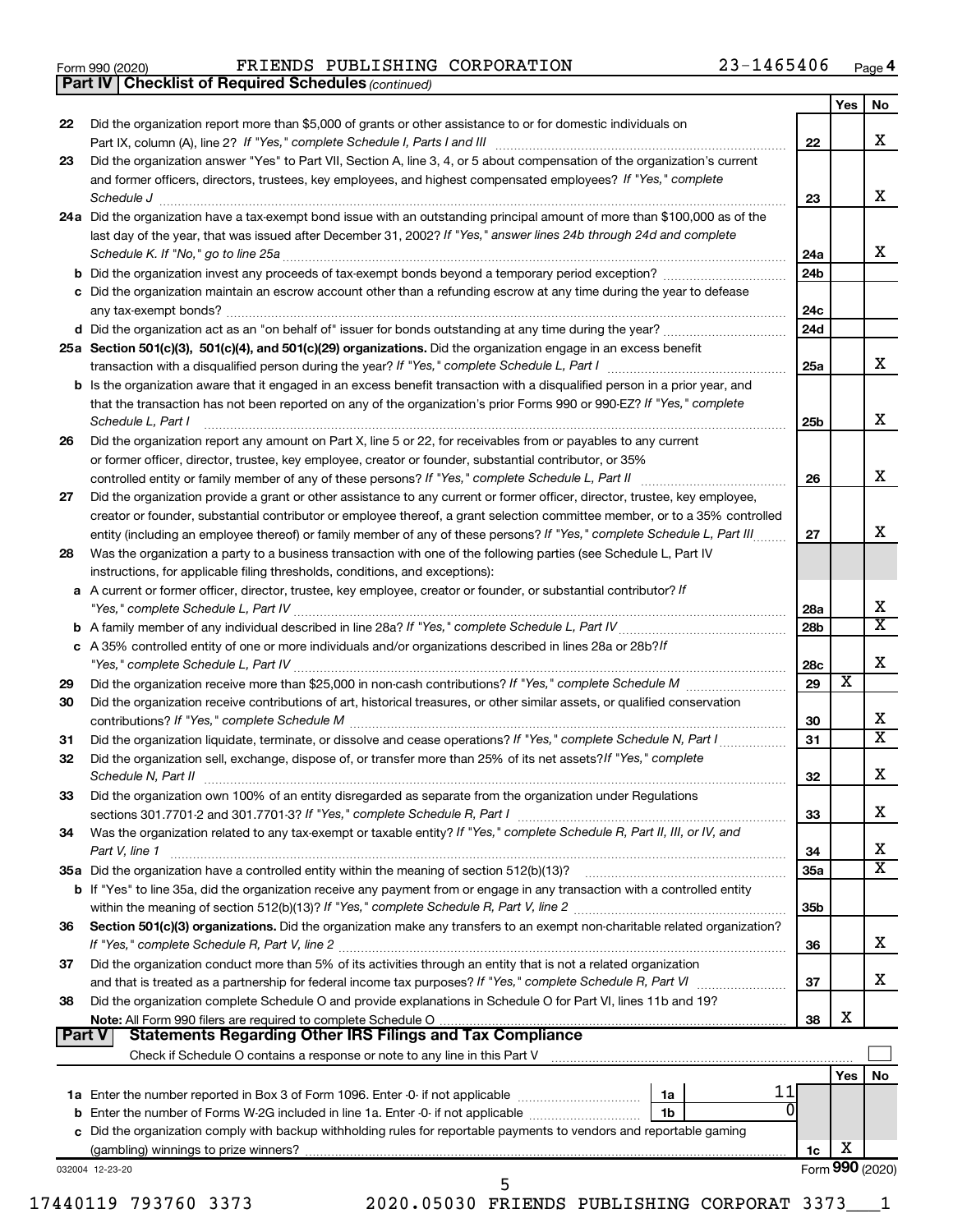Form 990 (2020) FRIENDS PUBLISHING CORPORATION 23-1465406 Page 4

**Part IV Checklist of Required Schedules** *(continued)*

| | | | Yes | No |
|---|---|---|---|---|
| 22 | Did the organization report more than $5,000 of grants or other assistance to or for domestic individuals on Part IX, column (A), line 2? *If "Yes," complete Schedule I, Parts I and III* | 22 | | X |
| 23 | Did the organization answer "Yes" to Part VII, Section A, line 3, 4, or 5 about compensation of the organization's current and former officers, directors, trustees, key employees, and highest compensated employees? *If "Yes," complete Schedule J* | 23 | | X |
| 24a | Did the organization have a tax-exempt bond issue with an outstanding principal amount of more than $100,000 as of the last day of the year, that was issued after December 31, 2002? *If "Yes," answer lines 24b through 24d and complete Schedule K. If "No," go to line 25a* | 24a | | X |
| b | Did the organization invest any proceeds of tax-exempt bonds beyond a temporary period exception? | 24b | | |
| c | Did the organization maintain an escrow account other than a refunding escrow at any time during the year to defease any tax-exempt bonds? | 24c | | |
| d | Did the organization act as an "on behalf of" issuer for bonds outstanding at any time during the year? | 24d | | |
| 25a | **Section 501(c)(3), 501(c)(4), and 501(c)(29) organizations.** Did the organization engage in an excess benefit transaction with a disqualified person during the year? *If "Yes," complete Schedule L, Part I* | 25a | | X |
| b | Is the organization aware that it engaged in an excess benefit transaction with a disqualified person in a prior year, and that the transaction has not been reported on any of the organization's prior Forms 990 or 990-EZ? *If "Yes," complete Schedule L, Part I* | 25b | | X |
| 26 | Did the organization report any amount on Part X, line 5 or 22, for receivables from or payables to any current or former officer, director, trustee, key employee, creator or founder, substantial contributor, or 35% controlled entity or family member of any of these persons? *If "Yes," complete Schedule L, Part II* | 26 | | X |
| 27 | Did the organization provide a grant or other assistance to any current or former officer, director, trustee, key employee, creator or founder, substantial contributor or employee thereof, a grant selection committee member, or to a 35% controlled entity (including an employee thereof) or family member of any of these persons? *If "Yes," complete Schedule L, Part III* | 27 | | X |
| 28 | Was the organization a party to a business transaction with one of the following parties (see Schedule L, Part IV instructions, for applicable filing thresholds, conditions, and exceptions): | | | |
| a | A current or former officer, director, trustee, key employee, creator or founder, or substantial contributor? *If "Yes," complete Schedule L, Part IV* | 28a | | X |
| b | A family member of any individual described in line 28a? *If "Yes," complete Schedule L, Part IV* | 28b | | X |
| c | A 35% controlled entity of one or more individuals and/or organizations described in lines 28a or 28b? *If "Yes," complete Schedule L, Part IV* | 28c | | X |
| 29 | Did the organization receive more than $25,000 in non-cash contributions? *If "Yes," complete Schedule M* | 29 | X | |
| 30 | Did the organization receive contributions of art, historical treasures, or other similar assets, or qualified conservation contributions? *If "Yes," complete Schedule M* | 30 | | X |
| 31 | Did the organization liquidate, terminate, or dissolve and cease operations? *If "Yes," complete Schedule N, Part I* | 31 | | X |
| 32 | Did the organization sell, exchange, dispose of, or transfer more than 25% of its net assets? *If "Yes," complete Schedule N, Part II* | 32 | | X |
| 33 | Did the organization own 100% of an entity disregarded as separate from the organization under Regulations sections 301.7701-2 and 301.7701-3? *If "Yes," complete Schedule R, Part I* | 33 | | X |
| 34 | Was the organization related to any tax-exempt or taxable entity? *If "Yes," complete Schedule R, Part II, III, or IV, and Part V, line 1* | 34 | | X |
| 35a | Did the organization have a controlled entity within the meaning of section 512(b)(13)? | 35a | | X |
| b | If "Yes" to line 35a, did the organization receive any payment from or engage in any transaction with a controlled entity within the meaning of section 512(b)(13)? *If "Yes," complete Schedule R, Part V, line 2* | 35b | | |
| 36 | **Section 501(c)(3) organizations.** Did the organization make any transfers to an exempt non-charitable related organization? *If "Yes," complete Schedule R, Part V, line 2* | 36 | | X |
| 37 | Did the organization conduct more than 5% of its activities through an entity that is not a related organization and that is treated as a partnership for federal income tax purposes? *If "Yes," complete Schedule R, Part VI* | 37 | | X |
| 38 | Did the organization complete Schedule O and provide explanations in Schedule O for Part VI, lines 11b and 19? **Note:** All Form 990 filers are required to complete Schedule O | 38 | X | |

**Part V Statements Regarding Other IRS Filings and Tax Compliance**

Check if Schedule O contains a response or note to any line in this Part V ☐

| | | | | Yes | No |
|---|---|---|---|---|---|
| 1a | Enter the number reported in Box 3 of Form 1096. Enter -0- if not applicable | 1a | 11 | | |
| b | Enter the number of Forms W-2G included in line 1a. Enter -0- if not applicable | 1b | 0 | | |
| c | Did the organization comply with backup withholding rules for reportable payments to vendors and reportable gaming (gambling) winnings to prize winners? | 1c | | X | |

032004 12-23-20 Form **990** (2020)

17440119 793760 3373 2020.05030 FRIENDS PUBLISHING CORPORAT 3373___1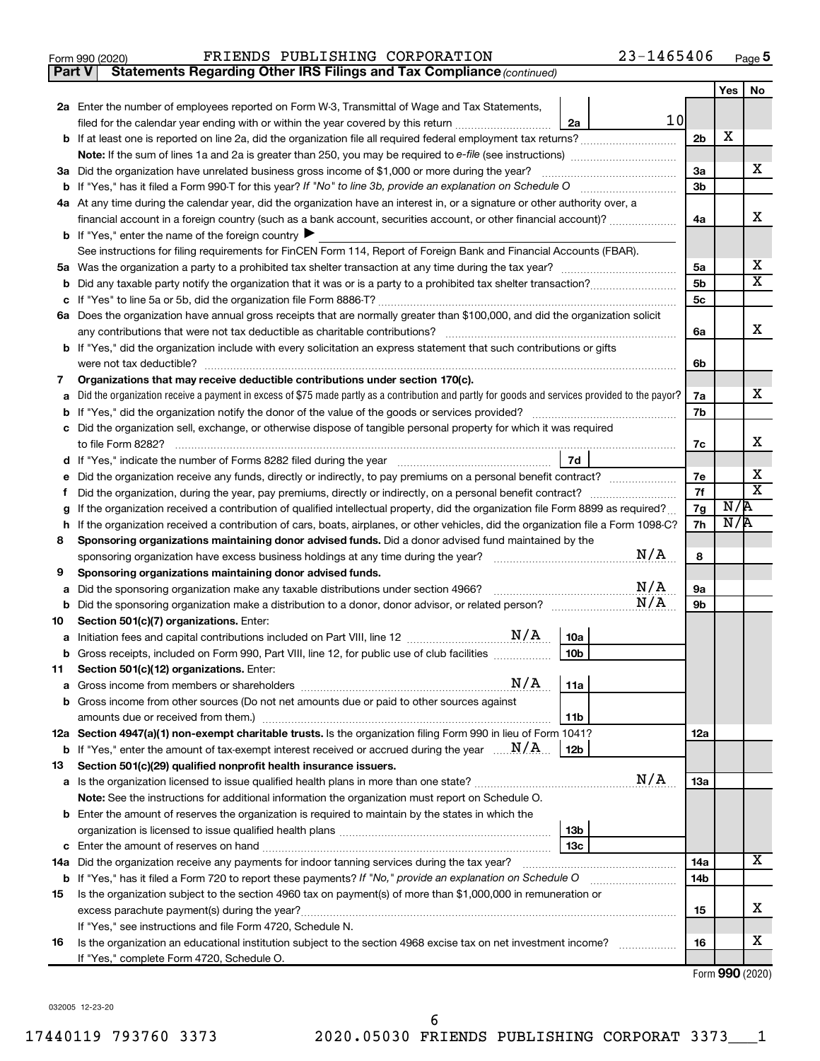Form 990 (2020) FRIENDS PUBLISHING CORPORATION 23-1465406 Page 5

**Part V | Statements Regarding Other IRS Filings and Tax Compliance** *(continued)*

| | | | Yes | No |
|---|---|---|---|---|
| **2a** | Enter the number of employees reported on Form W-3, Transmittal of Wage and Tax Statements, filed for the calendar year ending with or within the year covered by this return ... **2a** 10 | | | |
| **b** | If at least one is reported on line 2a, did the organization file all required federal employment tax returns? | **2b** | X | |
| | **Note:** If the sum of lines 1a and 2a is greater than 250, you may be required to *e-file* (see instructions) | | | |
| **3a** | Did the organization have unrelated business gross income of $1,000 or more during the year? | **3a** | | X |
| **b** | If "Yes," has it filed a Form 990-T for this year? *If "No" to line 3b, provide an explanation on Schedule O* | **3b** | | |
| **4a** | At any time during the calendar year, did the organization have an interest in, or a signature or other authority over, a financial account in a foreign country (such as a bank account, securities account, or other financial account)? | **4a** | | X |
| **b** | If "Yes," enter the name of the foreign country ▶ | | | |
| | See instructions for filing requirements for FinCEN Form 114, Report of Foreign Bank and Financial Accounts (FBAR). | | | |
| **5a** | Was the organization a party to a prohibited tax shelter transaction at any time during the tax year? | **5a** | | X |
| **b** | Did any taxable party notify the organization that it was or is a party to a prohibited tax shelter transaction? | **5b** | | X |
| **c** | If "Yes" to line 5a or 5b, did the organization file Form 8886-T? | **5c** | | |
| **6a** | Does the organization have annual gross receipts that are normally greater than $100,000, and did the organization solicit any contributions that were not tax deductible as charitable contributions? | **6a** | | X |
| **b** | If "Yes," did the organization include with every solicitation an express statement that such contributions or gifts were not tax deductible? | **6b** | | |
| **7** | **Organizations that may receive deductible contributions under section 170(c).** | | | |
| **a** | Did the organization receive a payment in excess of $75 made partly as a contribution and partly for goods and services provided to the payor? | **7a** | | X |
| **b** | If "Yes," did the organization notify the donor of the value of the goods or services provided? | **7b** | | |
| **c** | Did the organization sell, exchange, or otherwise dispose of tangible personal property for which it was required to file Form 8282? | **7c** | | X |
| **d** | If "Yes," indicate the number of Forms 8282 filed during the year ... **7d** | | | |
| **e** | Did the organization receive any funds, directly or indirectly, to pay premiums on a personal benefit contract? | **7e** | | X |
| **f** | Did the organization, during the year, pay premiums, directly or indirectly, on a personal benefit contract? | **7f** | | X |
| **g** | If the organization received a contribution of qualified intellectual property, did the organization file Form 8899 as required? | **7g** | N/A | |
| **h** | If the organization received a contribution of cars, boats, airplanes, or other vehicles, did the organization file a Form 1098-C? | **7h** | N/A | |
| **8** | **Sponsoring organizations maintaining donor advised funds.** Did a donor advised fund maintained by the sponsoring organization have excess business holdings at any time during the year? N/A | **8** | | |
| **9** | **Sponsoring organizations maintaining donor advised funds.** | | | |
| **a** | Did the sponsoring organization make any taxable distributions under section 4966? N/A | **9a** | | |
| **b** | Did the sponsoring organization make a distribution to a donor, donor advisor, or related person? N/A | **9b** | | |
| **10** | **Section 501(c)(7) organizations.** Enter: | | | |
| **a** | Initiation fees and capital contributions included on Part VIII, line 12 N/A ... **10a** | | | |
| **b** | Gross receipts, included on Form 990, Part VIII, line 12, for public use of club facilities ... **10b** | | | |
| **11** | **Section 501(c)(12) organizations.** Enter: | | | |
| **a** | Gross income from members or shareholders N/A ... **11a** | | | |
| **b** | Gross income from other sources (Do not net amounts due or paid to other sources against amounts due or received from them.) ... **11b** | | | |
| **12a** | **Section 4947(a)(1) non-exempt charitable trusts.** Is the organization filing Form 990 in lieu of Form 1041? | **12a** | | |
| **b** | If "Yes," enter the amount of tax-exempt interest received or accrued during the year N/A ... **12b** | | | |
| **13** | **Section 501(c)(29) qualified nonprofit health insurance issuers.** | | | |
| **a** | Is the organization licensed to issue qualified health plans in more than one state? N/A | **13a** | | |
| | **Note:** See the instructions for additional information the organization must report on Schedule O. | | | |
| **b** | Enter the amount of reserves the organization is required to maintain by the states in which the organization is licensed to issue qualified health plans ... **13b** | | | |
| **c** | Enter the amount of reserves on hand ... **13c** | | | |
| **14a** | Did the organization receive any payments for indoor tanning services during the tax year? | **14a** | | X |
| **b** | If "Yes," has it filed a Form 720 to report these payments? *If "No," provide an explanation on Schedule O* | **14b** | | |
| **15** | Is the organization subject to the section 4960 tax on payment(s) of more than $1,000,000 in remuneration or excess parachute payment(s) during the year? | **15** | | X |
| | If "Yes," see instructions and file Form 4720, Schedule N. | | | |
| **16** | Is the organization an educational institution subject to the section 4968 excise tax on net investment income? | **16** | | X |
| | If "Yes," complete Form 4720, Schedule O. | | | |

Form **990** (2020)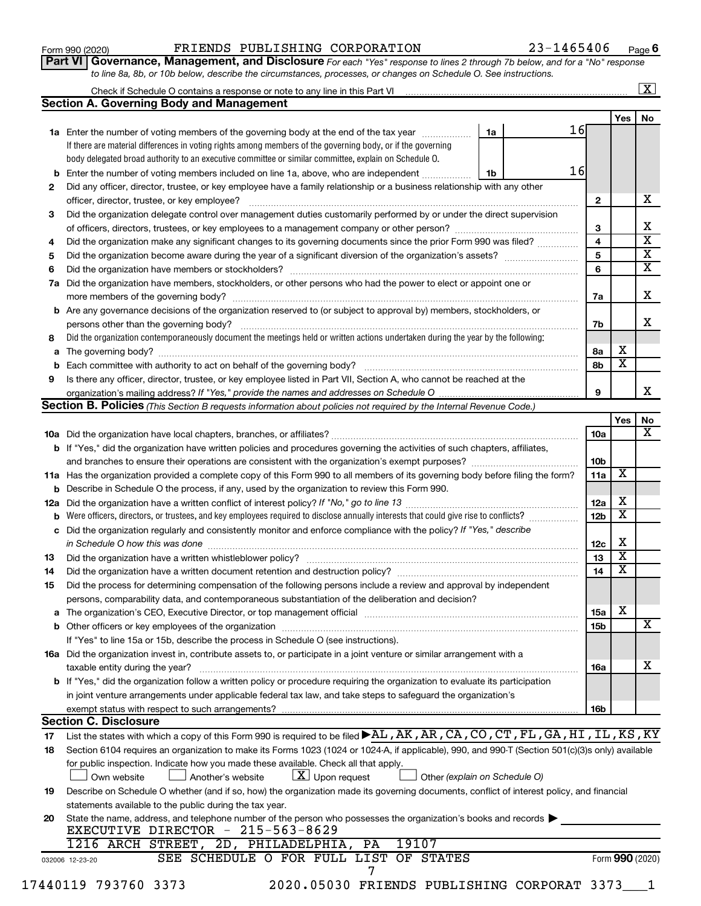Form 990 (2020) FRIENDS PUBLISHING CORPORATION 23-1465406 Page 6

## Part VI Governance, Management, and Disclosure

*For each "Yes" response to lines 2 through 7b below, and for a "No" response to line 8a, 8b, or 10b below, describe the circumstances, processes, or changes on Schedule O. See instructions.*

Check if Schedule O contains a response or note to any line in this Part VI ..... [X]

### Section A. Governing Body and Management

| | | | | Yes | No |
|---|---|---|---|---|---|
| 1a | Enter the number of voting members of the governing body at the end of the tax year ..... If there are material differences in voting rights among members of the governing body, or if the governing body delegated broad authority to an executive committee or similar committee, explain on Schedule O. | 1a 16 | | | |
| b | Enter the number of voting members included on line 1a, above, who are independent ..... | 1b 16 | | | |
| 2 | Did any officer, director, trustee, or key employee have a family relationship or a business relationship with any other officer, director, trustee, or key employee? | | 2 | | X |
| 3 | Did the organization delegate control over management duties customarily performed by or under the direct supervision of officers, directors, trustees, or key employees to a management company or other person? | | 3 | | X |
| 4 | Did the organization make any significant changes to its governing documents since the prior Form 990 was filed? | | 4 | | X |
| 5 | Did the organization become aware during the year of a significant diversion of the organization's assets? | | 5 | | X |
| 6 | Did the organization have members or stockholders? | | 6 | | X |
| 7a | Did the organization have members, stockholders, or other persons who had the power to elect or appoint one or more members of the governing body? | | 7a | | X |
| b | Are any governance decisions of the organization reserved to (or subject to approval by) members, stockholders, or persons other than the governing body? | | 7b | | X |
| 8 | Did the organization contemporaneously document the meetings held or written actions undertaken during the year by the following: | | | | |
| a | The governing body? | | 8a | X | |
| b | Each committee with authority to act on behalf of the governing body? | | 8b | X | |
| 9 | Is there any officer, director, trustee, or key employee listed in Part VII, Section A, who cannot be reached at the organization's mailing address? *If "Yes," provide the names and addresses on Schedule O* | | 9 | | X |

### Section B. Policies *(This Section B requests information about policies not required by the Internal Revenue Code.)*

| | | | Yes | No |
|---|---|---|---|---|
| 10a | Did the organization have local chapters, branches, or affiliates? | 10a | | X |
| b | If "Yes," did the organization have written policies and procedures governing the activities of such chapters, affiliates, and branches to ensure their operations are consistent with the organization's exempt purposes? | 10b | | |
| 11a | Has the organization provided a complete copy of this Form 990 to all members of its governing body before filing the form? | 11a | X | |
| b | Describe in Schedule O the process, if any, used by the organization to review this Form 990. | | | |
| 12a | Did the organization have a written conflict of interest policy? *If "No," go to line 13* | 12a | X | |
| b | Were officers, directors, or trustees, and key employees required to disclose annually interests that could give rise to conflicts? | 12b | X | |
| c | Did the organization regularly and consistently monitor and enforce compliance with the policy? *If "Yes," describe in Schedule O how this was done* | 12c | X | |
| 13 | Did the organization have a written whistleblower policy? | 13 | X | |
| 14 | Did the organization have a written document retention and destruction policy? | 14 | X | |
| 15 | Did the process for determining compensation of the following persons include a review and approval by independent persons, comparability data, and contemporaneous substantiation of the deliberation and decision? | | | |
| a | The organization's CEO, Executive Director, or top management official | 15a | X | |
| b | Other officers or key employees of the organization | 15b | | X |
| | If "Yes" to line 15a or 15b, describe the process in Schedule O (see instructions). | | | |
| 16a | Did the organization invest in, contribute assets to, or participate in a joint venture or similar arrangement with a taxable entity during the year? | 16a | | X |
| b | If "Yes," did the organization follow a written policy or procedure requiring the organization to evaluate its participation in joint venture arrangements under applicable federal tax law, and take steps to safeguard the organization's exempt status with respect to such arrangements? | 16b | | |

### Section C. Disclosure

17 List the states with which a copy of this Form 990 is required to be filed ▶ AL,AK,AR,CA,CO,CT,FL,GA,HI,IL,KS,KY

18 Section 6104 requires an organization to make its Forms 1023 (1024 or 1024-A, if applicable), 990, and 990-T (Section 501(c)(3)s only) available for public inspection. Indicate how you made these available. Check all that apply.

[ ] Own website [ ] Another's website [X] Upon request [ ] Other *(explain on Schedule O)*

19 Describe on Schedule O whether (and if so, how) the organization made its governing documents, conflict of interest policy, and financial statements available to the public during the tax year.

20 State the name, address, and telephone number of the person who possesses the organization's books and records ▶

EXECUTIVE DIRECTOR - 215-563-8629
1216 ARCH STREET, 2D, PHILADELPHIA, PA 19107

SEE SCHEDULE O FOR FULL LIST OF STATES

032006 12-23-20 Form 990 (2020)

17440119 793760 3373 2020.05030 FRIENDS PUBLISHING CORPORAT 3373___1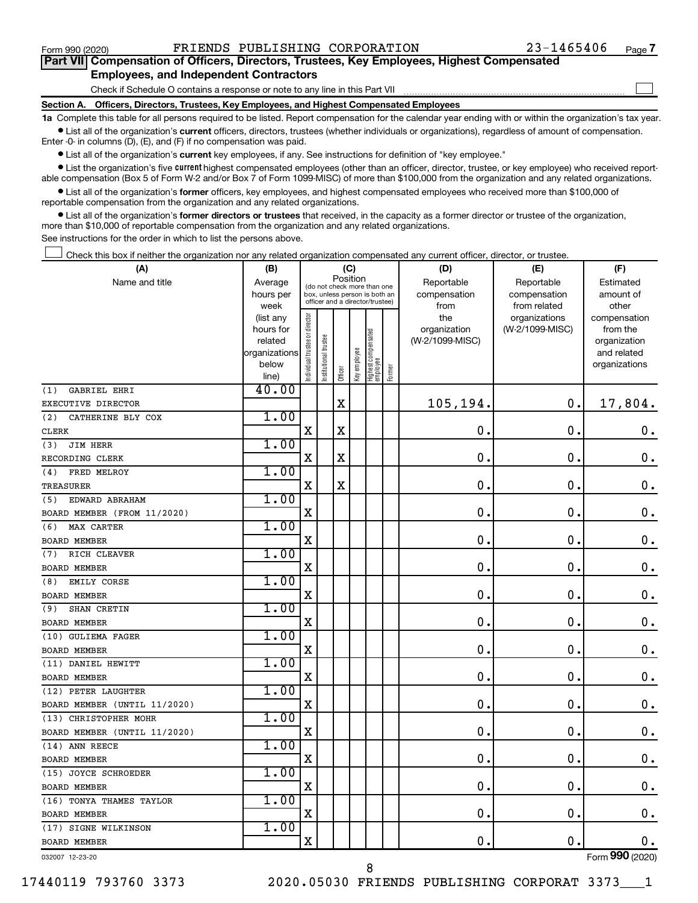Form 990 (2020) FRIENDS PUBLISHING CORPORATION 23-1465406 Page 7

**Part VII Compensation of Officers, Directors, Trustees, Key Employees, Highest Compensated Employees, and Independent Contractors**

Check if Schedule O contains a response or note to any line in this Part VII ☐

**Section A. Officers, Directors, Trustees, Key Employees, and Highest Compensated Employees**

**1a** Complete this table for all persons required to be listed. Report compensation for the calendar year ending with or within the organization's tax year.

- List all of the organization's **current** officers, directors, trustees (whether individuals or organizations), regardless of amount of compensation. Enter -0- in columns (D), (E), and (F) if no compensation was paid.
- List all of the organization's **current** key employees, if any. See instructions for definition of "key employee."
- List the organization's five **current** highest compensated employees (other than an officer, director, trustee, or key employee) who received reportable compensation (Box 5 of Form W-2 and/or Box 7 of Form 1099-MISC) of more than $100,000 from the organization and any related organizations.
- List all of the organization's **former** officers, key employees, and highest compensated employees who received more than $100,000 of reportable compensation from the organization and any related organizations.
- List all of the organization's **former directors or trustees** that received, in the capacity as a former director or trustee of the organization, more than $10,000 of reportable compensation from the organization and any related organizations.

See instructions for the order in which to list the persons above.

☐ Check this box if neither the organization nor any related organization compensated any current officer, director, or trustee.

| (A) Name and title | (B) Average hours per week (list any hours for related organizations below line) | (C) Position: Individual trustee or director | Institutional trustee | Officer | Key employee | Highest compensated employee | Former | (D) Reportable compensation from the organization (W-2/1099-MISC) | (E) Reportable compensation from related organizations (W-2/1099-MISC) | (F) Estimated amount of other compensation from the organization and related organizations |
|---|---|---|---|---|---|---|---|---|---|---|
| (1) GABRIEL EHRI<br>EXECUTIVE DIRECTOR | 40.00 | | | X | | | | 105,194. | 0. | 17,804. |
| (2) CATHERINE BLY COX<br>CLERK | 1.00 | X | | X | | | | 0. | 0. | 0. |
| (3) JIM HERR<br>RECORDING CLERK | 1.00 | X | | X | | | | 0. | 0. | 0. |
| (4) FRED MELROY<br>TREASURER | 1.00 | X | | X | | | | 0. | 0. | 0. |
| (5) EDWARD ABRAHAM<br>BOARD MEMBER (FROM 11/2020) | 1.00 | X | | | | | | 0. | 0. | 0. |
| (6) MAX CARTER<br>BOARD MEMBER | 1.00 | X | | | | | | 0. | 0. | 0. |
| (7) RICH CLEAVER<br>BOARD MEMBER | 1.00 | X | | | | | | 0. | 0. | 0. |
| (8) EMILY CORSE<br>BOARD MEMBER | 1.00 | X | | | | | | 0. | 0. | 0. |
| (9) SHAN CRETIN<br>BOARD MEMBER | 1.00 | X | | | | | | 0. | 0. | 0. |
| (10) GULIEMA FAGER<br>BOARD MEMBER | 1.00 | X | | | | | | 0. | 0. | 0. |
| (11) DANIEL HEWITT<br>BOARD MEMBER | 1.00 | X | | | | | | 0. | 0. | 0. |
| (12) PETER LAUGHTER<br>BOARD MEMBER (UNTIL 11/2020) | 1.00 | X | | | | | | 0. | 0. | 0. |
| (13) CHRISTOPHER MOHR<br>BOARD MEMBER (UNTIL 11/2020) | 1.00 | X | | | | | | 0. | 0. | 0. |
| (14) ANN REECE<br>BOARD MEMBER | 1.00 | X | | | | | | 0. | 0. | 0. |
| (15) JOYCE SCHROEDER<br>BOARD MEMBER | 1.00 | X | | | | | | 0. | 0. | 0. |
| (16) TONYA THAMES TAYLOR<br>BOARD MEMBER | 1.00 | X | | | | | | 0. | 0. | 0. |
| (17) SIGNE WILKINSON<br>BOARD MEMBER | 1.00 | X | | | | | | 0. | 0. | 0. |

032007 12-23-20 Form 990 (2020)

17440119 793760 3373 2020.05030 FRIENDS PUBLISHING CORPORAT 3373___1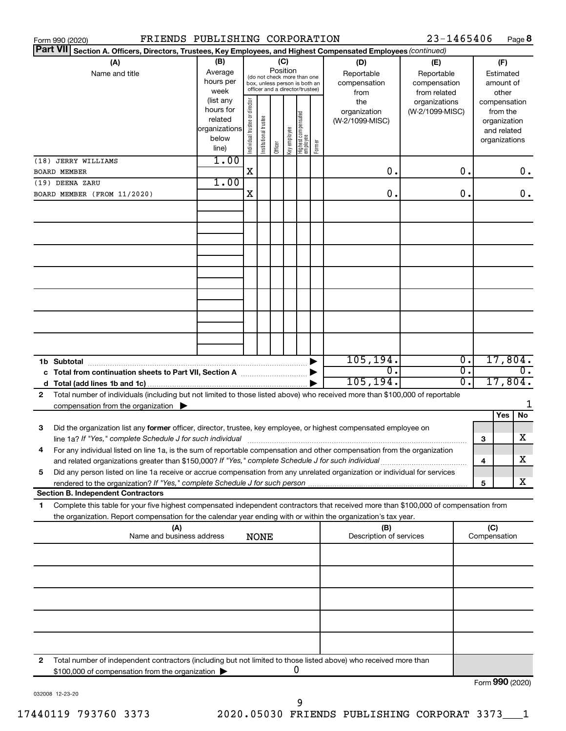Form 990 (2020) FRIENDS PUBLISHING CORPORATION 23-1465406 Page 8

**Part VII Section A. Officers, Directors, Trustees, Key Employees, and Highest Compensated Employees** *(continued)*

| (A) Name and title | (B) Average hours per week (list any hours for related organizations below line) | (C) Position: Individual trustee or director | Institutional trustee | Officer | Key employee | Highest compensated employee | Former | (D) Reportable compensation from the organization (W-2/1099-MISC) | (E) Reportable compensation from related organizations (W-2/1099-MISC) | (F) Estimated amount of other compensation from the organization and related organizations |
|---|---|---|---|---|---|---|---|---|---|---|
| (18) JERRY WILLIAMS<br>BOARD MEMBER | 1.00 | X | | | | | | 0. | 0. | 0. |
| (19) DEENA ZARU<br>BOARD MEMBER (FROM 11/2020) | 1.00 | X | | | | | | 0. | 0. | 0. |

| | | (D) | (E) | (F) |
|---|---|---|---|---|
| 1b | Subtotal | 105,194. | 0. | 17,804. |
| c | Total from continuation sheets to Part VII, Section A | 0. | 0. | 0. |
| d | Total (add lines 1b and 1c) | 105,194. | 0. | 17,804. |

2 Total number of individuals (including but not limited to those listed above) who received more than $100,000 of reportable compensation from the organization ▶ 1

| | | | Yes | No |
|---|---|---|---|---|
| 3 | Did the organization list any **former** officer, director, trustee, key employee, or highest compensated employee on line 1a? *If "Yes," complete Schedule J for such individual* | 3 | | X |
| 4 | For any individual listed on line 1a, is the sum of reportable compensation and other compensation from the organization and related organizations greater than $150,000? *If "Yes," complete Schedule J for such individual* | 4 | | X |
| 5 | Did any person listed on line 1a receive or accrue compensation from any unrelated organization or individual for services rendered to the organization? *If "Yes," complete Schedule J for such person* | 5 | | X |

**Section B. Independent Contractors**

1 Complete this table for your five highest compensated independent contractors that received more than $100,000 of compensation from the organization. Report compensation for the calendar year ending with or within the organization's tax year.

| (A) Name and business address | (B) Description of services | (C) Compensation |
|---|---|---|
| NONE | | |

2 Total number of independent contractors (including but not limited to those listed above) who received more than $100,000 of compensation from the organization ▶ 0

Form **990** (2020)

032008 12-23-20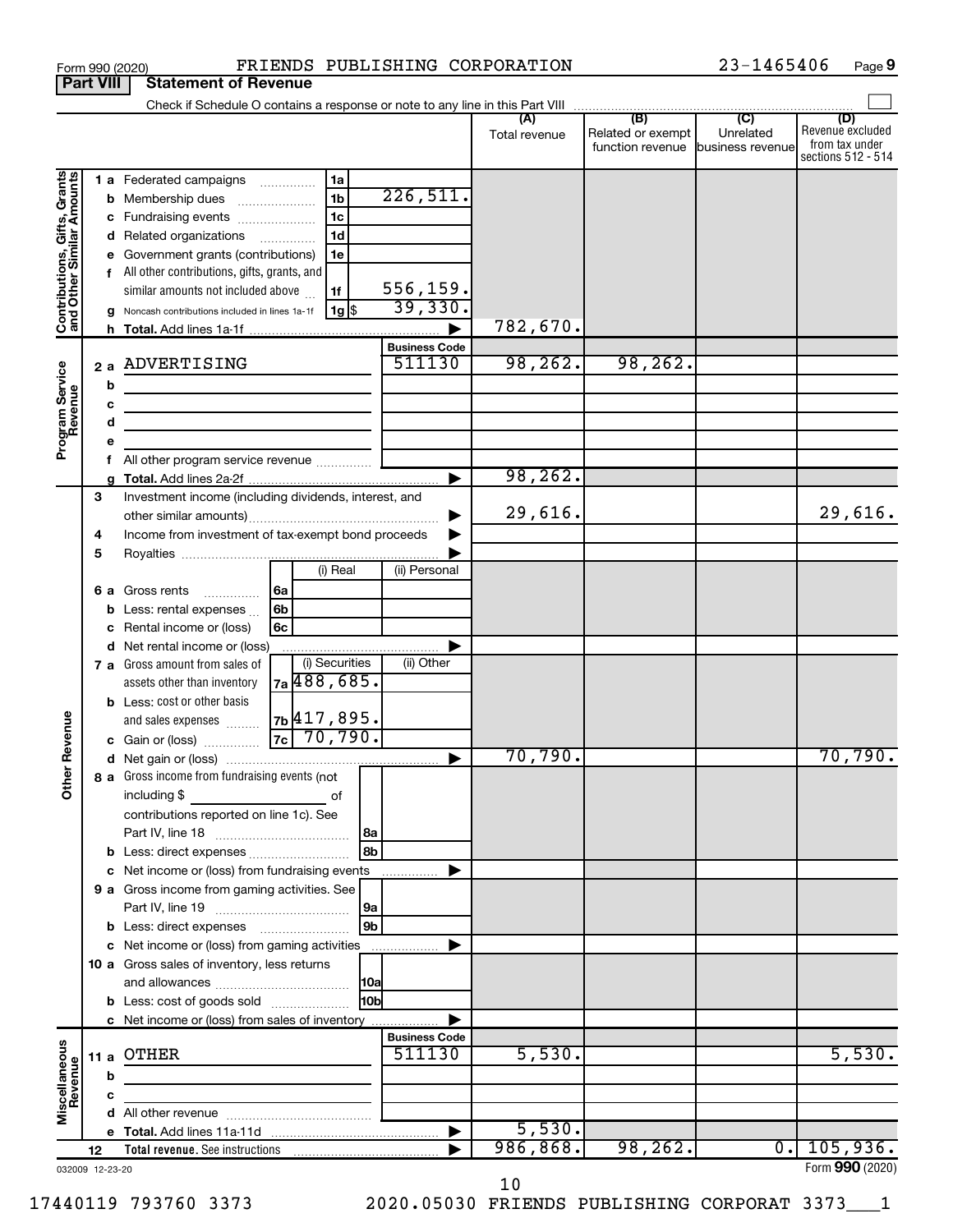Form 990 (2020) FRIENDS PUBLISHING CORPORATION 23-1465406 Page 9

## Part VIII Statement of Revenue

Check if Schedule O contains a response or note to any line in this Part VIII

| | | | (A) Total revenue | (B) Related or exempt function revenue | (C) Unrelated business revenue | (D) Revenue excluded from tax under sections 512 - 514 |
|---|---|---|---|---|---|---|
| **Contributions, Gifts, Grants and Other Similar Amounts** | 1a Federated campaigns (1a) | | | | | |
| | b Membership dues (1b) | 226,511. | | | | |
| | c Fundraising events (1c) | | | | | |
| | d Related organizations (1d) | | | | | |
| | e Government grants (contributions) (1e) | | | | | |
| | f All other contributions, gifts, grants, and similar amounts not included above (1f) | 556,159. | | | | |
| | g Noncash contributions included in lines 1a-1f (1g) $ | 39,330. | | | | |
| | h Total. Add lines 1a-1f | | 782,670. | | | |
| **Program Service Revenue** | | Business Code | | | | |
| | 2a ADVERTISING | 511130 | 98,262. | 98,262. | | |
| | b | | | | | |
| | c | | | | | |
| | d | | | | | |
| | e | | | | | |
| | f All other program service revenue | | | | | |
| | g Total. Add lines 2a-2f | | 98,262. | | | |
| **Other Revenue** | 3 Investment income (including dividends, interest, and other similar amounts) | | 29,616. | | | 29,616. |
| | 4 Income from investment of tax-exempt bond proceeds | | | | | |
| | 5 Royalties | | | | | |
| | | (i) Real / (ii) Personal | | | | |
| | 6a Gross rents (6a) | | | | | |
| | b Less: rental expenses (6b) | | | | | |
| | c Rental income or (loss) (6c) | | | | | |
| | d Net rental income or (loss) | | | | | |
| | 7a Gross amount from sales of assets other than inventory (7a) | (i) Securities: 488,685. / (ii) Other: | | | | |
| | b Less: cost or other basis and sales expenses (7b) | (i) Securities: 417,895. | | | | |
| | c Gain or (loss) (7c) | (i) Securities: 70,790. | | | | |
| | d Net gain or (loss) | | 70,790. | | | 70,790. |
| | 8a Gross income from fundraising events (not including $ ______ of contributions reported on line 1c). See Part IV, line 18 (8a) | | | | | |
| | b Less: direct expenses (8b) | | | | | |
| | c Net income or (loss) from fundraising events | | | | | |
| | 9a Gross income from gaming activities. See Part IV, line 19 (9a) | | | | | |
| | b Less: direct expenses (9b) | | | | | |
| | c Net income or (loss) from gaming activities | | | | | |
| | 10a Gross sales of inventory, less returns and allowances (10a) | | | | | |
| | b Less: cost of goods sold (10b) | | | | | |
| | c Net income or (loss) from sales of inventory | | | | | |
| **Miscellaneous Revenue** | | Business Code | | | | |
| | 11a OTHER | 511130 | 5,530. | | | 5,530. |
| | b | | | | | |
| | c | | | | | |
| | d All other revenue | | | | | |
| | e Total. Add lines 11a-11d | | 5,530. | | | |
| | 12 Total revenue. See instructions | | 986,868. | 98,262. | 0. | 105,936. |

032009 12-23-20

Form 990 (2020)

10

17440119 793760 3373 2020.05030 FRIENDS PUBLISHING CORPORAT 3373___1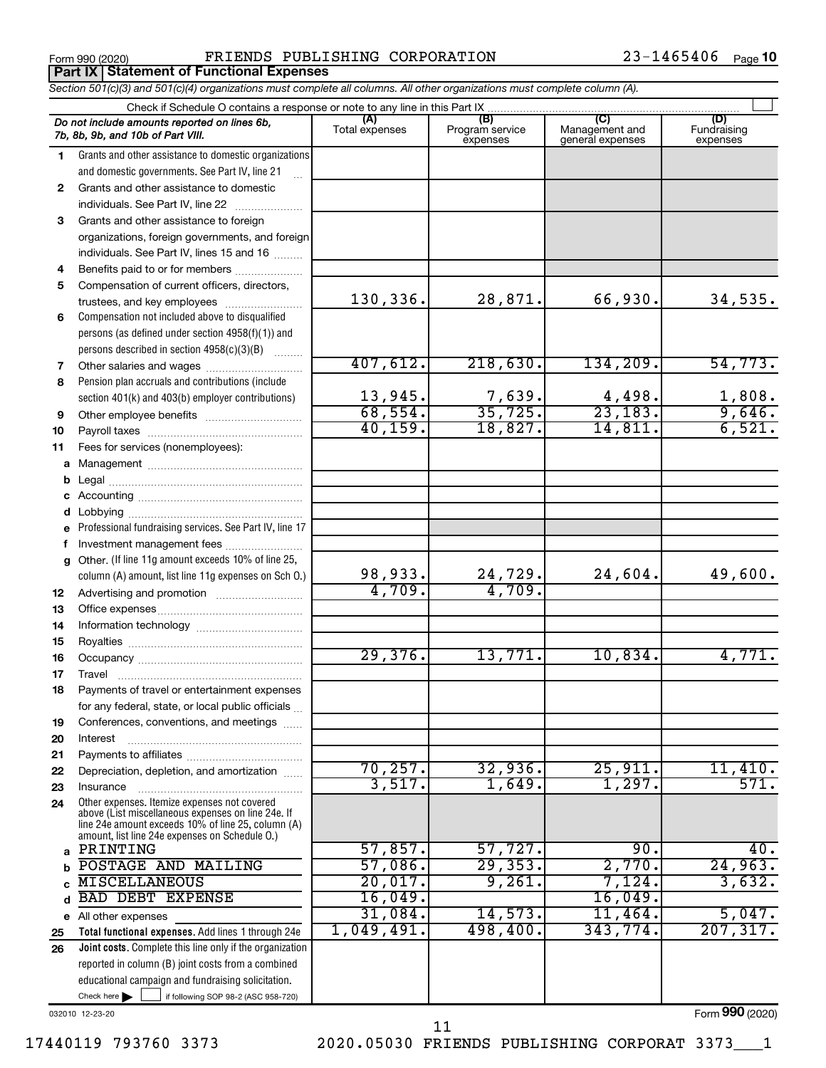Form 990 (2020) FRIENDS PUBLISHING CORPORATION 23-1465406 Page 10

**Part IX Statement of Functional Expenses**

*Section 501(c)(3) and 501(c)(4) organizations must complete all columns. All other organizations must complete column (A).*

Check if Schedule O contains a response or note to any line in this Part IX

| | *Do not include amounts reported on lines 6b, 7b, 8b, 9b, and 10b of Part VIII.* | (A) Total expenses | (B) Program service expenses | (C) Management and general expenses | (D) Fundraising expenses |
|---|---|---|---|---|---|
| 1 | Grants and other assistance to domestic organizations and domestic governments. See Part IV, line 21 | | | | |
| 2 | Grants and other assistance to domestic individuals. See Part IV, line 22 | | | | |
| 3 | Grants and other assistance to foreign organizations, foreign governments, and foreign individuals. See Part IV, lines 15 and 16 | | | | |
| 4 | Benefits paid to or for members | | | | |
| 5 | Compensation of current officers, directors, trustees, and key employees | 130,336. | 28,871. | 66,930. | 34,535. |
| 6 | Compensation not included above to disqualified persons (as defined under section 4958(f)(1)) and persons described in section 4958(c)(3)(B) | | | | |
| 7 | Other salaries and wages | 407,612. | 218,630. | 134,209. | 54,773. |
| 8 | Pension plan accruals and contributions (include section 401(k) and 403(b) employer contributions) | 13,945. | 7,639. | 4,498. | 1,808. |
| 9 | Other employee benefits | 68,554. | 35,725. | 23,183. | 9,646. |
| 10 | Payroll taxes | 40,159. | 18,827. | 14,811. | 6,521. |
| 11 | Fees for services (nonemployees): | | | | |
| a | Management | | | | |
| b | Legal | | | | |
| c | Accounting | | | | |
| d | Lobbying | | | | |
| e | Professional fundraising services. See Part IV, line 17 | | | | |
| f | Investment management fees | | | | |
| g | Other. (If line 11g amount exceeds 10% of line 25, column (A) amount, list line 11g expenses on Sch O.) | 98,933. | 24,729. | 24,604. | 49,600. |
| 12 | Advertising and promotion | 4,709. | 4,709. | | |
| 13 | Office expenses | | | | |
| 14 | Information technology | | | | |
| 15 | Royalties | | | | |
| 16 | Occupancy | 29,376. | 13,771. | 10,834. | 4,771. |
| 17 | Travel | | | | |
| 18 | Payments of travel or entertainment expenses for any federal, state, or local public officials | | | | |
| 19 | Conferences, conventions, and meetings | | | | |
| 20 | Interest | | | | |
| 21 | Payments to affiliates | | | | |
| 22 | Depreciation, depletion, and amortization | 70,257. | 32,936. | 25,911. | 11,410. |
| 23 | Insurance | 3,517. | 1,649. | 1,297. | 571. |
| 24 | Other expenses. Itemize expenses not covered above (List miscellaneous expenses on line 24e. If line 24e amount exceeds 10% of line 25, column (A) amount, list line 24e expenses on Schedule O.) | | | | |
| a | PRINTING | 57,857. | 57,727. | 90. | 40. |
| b | POSTAGE AND MAILING | 57,086. | 29,353. | 2,770. | 24,963. |
| c | MISCELLANEOUS | 20,017. | 9,261. | 7,124. | 3,632. |
| d | BAD DEBT EXPENSE | 16,049. | | 16,049. | |
| e | All other expenses | 31,084. | 14,573. | 11,464. | 5,047. |
| 25 | **Total functional expenses.** Add lines 1 through 24e | 1,049,491. | 498,400. | 343,774. | 207,317. |
| 26 | **Joint costs.** Complete this line only if the organization reported in column (B) joint costs from a combined educational campaign and fundraising solicitation. Check here ☐ if following SOP 98-2 (ASC 958-720) | | | | |

032010 12-23-20

Form **990** (2020)

17440119 793760 3373 2020.05030 FRIENDS PUBLISHING CORPORAT 3373___1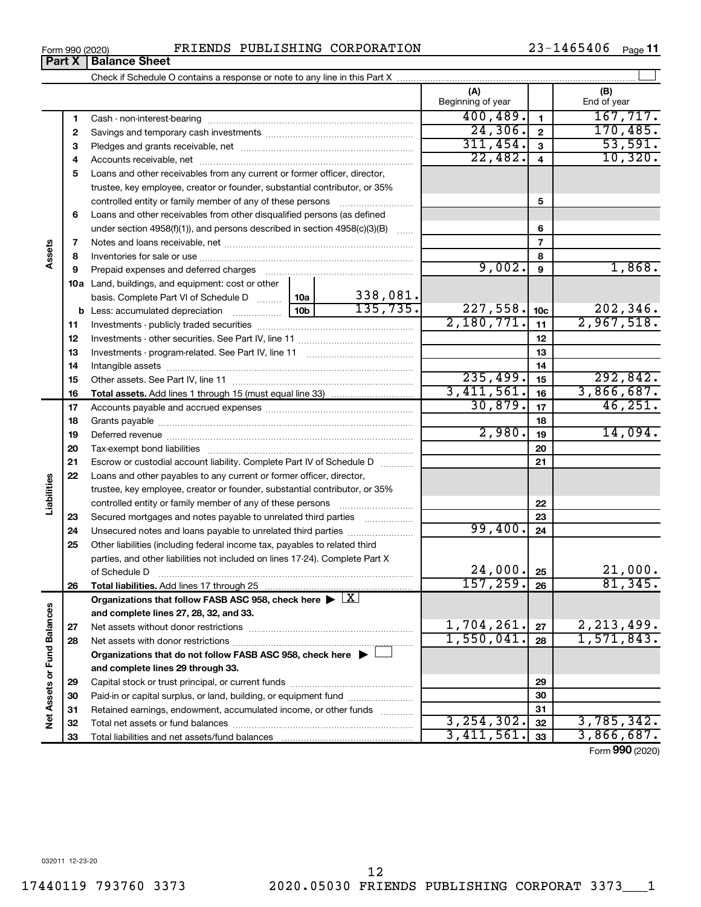Form 990 (2020) FRIENDS PUBLISHING CORPORATION 23-1465406 Page 11

**Part X | Balance Sheet**

Check if Schedule O contains a response or note to any line in this Part X ☐

| | | | (A) Beginning of year | | (B) End of year |
|---|---|---|---|---|---|
| **Assets** | 1 | Cash - non-interest-bearing | 400,489. | 1 | 167,717. |
| | 2 | Savings and temporary cash investments | 24,306. | 2 | 170,485. |
| | 3 | Pledges and grants receivable, net | 311,454. | 3 | 53,591. |
| | 4 | Accounts receivable, net | 22,482. | 4 | 10,320. |
| | 5 | Loans and other receivables from any current or former officer, director, trustee, key employee, creator or founder, substantial contributor, or 35% controlled entity or family member of any of these persons | | 5 | |
| | 6 | Loans and other receivables from other disqualified persons (as defined under section 4958(f)(1)), and persons described in section 4958(c)(3)(B) | | 6 | |
| | 7 | Notes and loans receivable, net | | 7 | |
| | 8 | Inventories for sale or use | | 8 | |
| | 9 | Prepaid expenses and deferred charges | 9,002. | 9 | 1,868. |
| | 10a | Land, buildings, and equipment: cost or other basis. Complete Part VI of Schedule D — 10a: 338,081. | | | |
| | b | Less: accumulated depreciation — 10b: 135,735. | 227,558. | 10c | 202,346. |
| | 11 | Investments - publicly traded securities | 2,180,771. | 11 | 2,967,518. |
| | 12 | Investments - other securities. See Part IV, line 11 | | 12 | |
| | 13 | Investments - program-related. See Part IV, line 11 | | 13 | |
| | 14 | Intangible assets | | 14 | |
| | 15 | Other assets. See Part IV, line 11 | 235,499. | 15 | 292,842. |
| | 16 | **Total assets.** Add lines 1 through 15 (must equal line 33) | 3,411,561. | 16 | 3,866,687. |
| **Liabilities** | 17 | Accounts payable and accrued expenses | 30,879. | 17 | 46,251. |
| | 18 | Grants payable | | 18 | |
| | 19 | Deferred revenue | 2,980. | 19 | 14,094. |
| | 20 | Tax-exempt bond liabilities | | 20 | |
| | 21 | Escrow or custodial account liability. Complete Part IV of Schedule D | | 21 | |
| | 22 | Loans and other payables to any current or former officer, director, trustee, key employee, creator or founder, substantial contributor, or 35% controlled entity or family member of any of these persons | | 22 | |
| | 23 | Secured mortgages and notes payable to unrelated third parties | | 23 | |
| | 24 | Unsecured notes and loans payable to unrelated third parties | 99,400. | 24 | |
| | 25 | Other liabilities (including federal income tax, payables to related third parties, and other liabilities not included on lines 17-24). Complete Part X of Schedule D | 24,000. | 25 | 21,000. |
| | 26 | **Total liabilities.** Add lines 17 through 25 | 157,259. | 26 | 81,345. |
| **Net Assets or Fund Balances** | | **Organizations that follow FASB ASC 958, check here ▶ ☒ and complete lines 27, 28, 32, and 33.** | | | |
| | 27 | Net assets without donor restrictions | 1,704,261. | 27 | 2,213,499. |
| | 28 | Net assets with donor restrictions | 1,550,041. | 28 | 1,571,843. |
| | | **Organizations that do not follow FASB ASC 958, check here ▶ ☐ and complete lines 29 through 33.** | | | |
| | 29 | Capital stock or trust principal, or current funds | | 29 | |
| | 30 | Paid-in or capital surplus, or land, building, or equipment fund | | 30 | |
| | 31 | Retained earnings, endowment, accumulated income, or other funds | | 31 | |
| | 32 | Total net assets or fund balances | 3,254,302. | 32 | 3,785,342. |
| | 33 | Total liabilities and net assets/fund balances | 3,411,561. | 33 | 3,866,687. |

Form **990** (2020)

032011 12-23-20

17440119 793760 3373 2020.05030 FRIENDS PUBLISHING CORPORAT 3373___1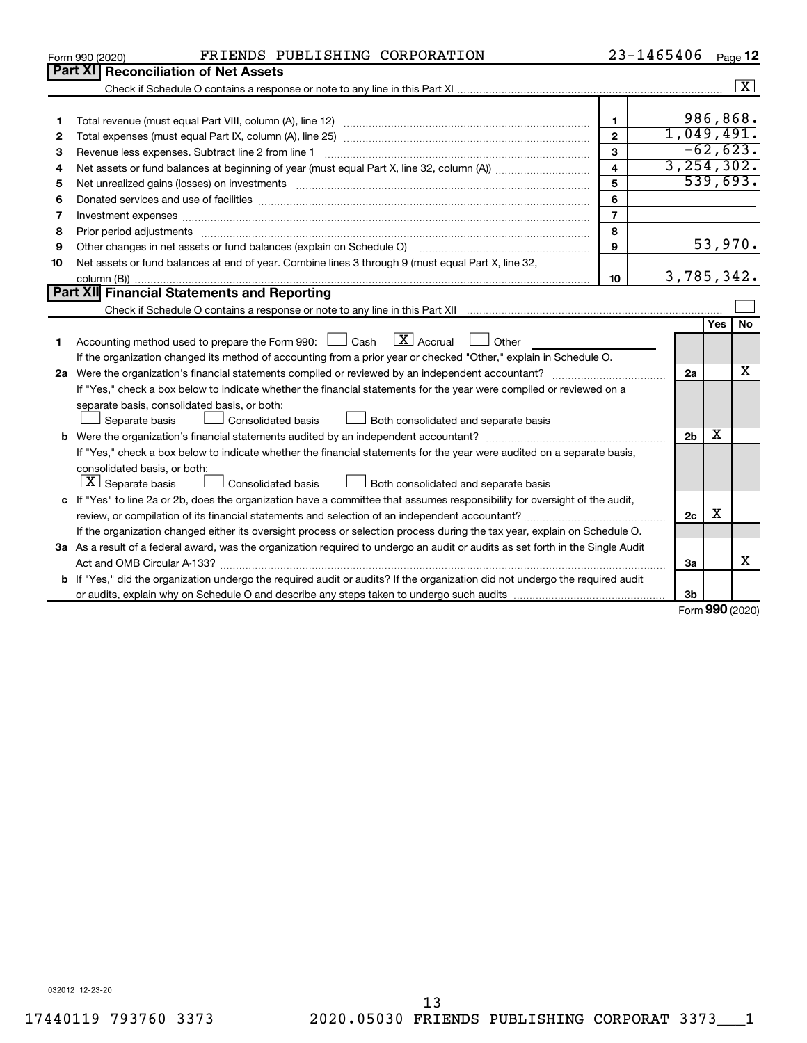Form 990 (2020) FRIENDS PUBLISHING CORPORATION 23-1465406 Page 12

## Part XI Reconciliation of Net Assets

Check if Schedule O contains a response or note to any line in this Part XI ..... [X]

| | | | |
|---|---|---|---|
| 1 | Total revenue (must equal Part VIII, column (A), line 12) | 1 | 986,868. |
| 2 | Total expenses (must equal Part IX, column (A), line 25) | 2 | 1,049,491. |
| 3 | Revenue less expenses. Subtract line 2 from line 1 | 3 | -62,623. |
| 4 | Net assets or fund balances at beginning of year (must equal Part X, line 32, column (A)) | 4 | 3,254,302. |
| 5 | Net unrealized gains (losses) on investments | 5 | 539,693. |
| 6 | Donated services and use of facilities | 6 | |
| 7 | Investment expenses | 7 | |
| 8 | Prior period adjustments | 8 | |
| 9 | Other changes in net assets or fund balances (explain on Schedule O) | 9 | 53,970. |
| 10 | Net assets or fund balances at end of year. Combine lines 3 through 9 (must equal Part X, line 32, column (B)) | 10 | 3,785,342. |

## Part XII Financial Statements and Reporting

Check if Schedule O contains a response or note to any line in this Part XII ..... [ ]

| | | | Yes | No |
|---|---|---|---|---|
| 1 | Accounting method used to prepare the Form 990: [ ] Cash [X] Accrual [ ] Other<br>If the organization changed its method of accounting from a prior year or checked "Other," explain in Schedule O. | | | |
| 2a | Were the organization's financial statements compiled or reviewed by an independent accountant?<br>If "Yes," check a box below to indicate whether the financial statements for the year were compiled or reviewed on a separate basis, consolidated basis, or both:<br>[ ] Separate basis [ ] Consolidated basis [ ] Both consolidated and separate basis | 2a | | X |
| b | Were the organization's financial statements audited by an independent accountant?<br>If "Yes," check a box below to indicate whether the financial statements for the year were audited on a separate basis, consolidated basis, or both:<br>[X] Separate basis [ ] Consolidated basis [ ] Both consolidated and separate basis | 2b | X | |
| c | If "Yes" to line 2a or 2b, does the organization have a committee that assumes responsibility for oversight of the audit, review, or compilation of its financial statements and selection of an independent accountant?<br>If the organization changed either its oversight process or selection process during the tax year, explain on Schedule O. | 2c | X | |
| 3a | As a result of a federal award, was the organization required to undergo an audit or audits as set forth in the Single Audit Act and OMB Circular A-133? | 3a | | X |
| b | If "Yes," did the organization undergo the required audit or audits? If the organization did not undergo the required audit or audits, explain why on Schedule O and describe any steps taken to undergo such audits | 3b | | |

Form 990 (2020)

032012 12-23-20

17440119 793760 3373 2020.05030 FRIENDS PUBLISHING CORPORAT 3373___1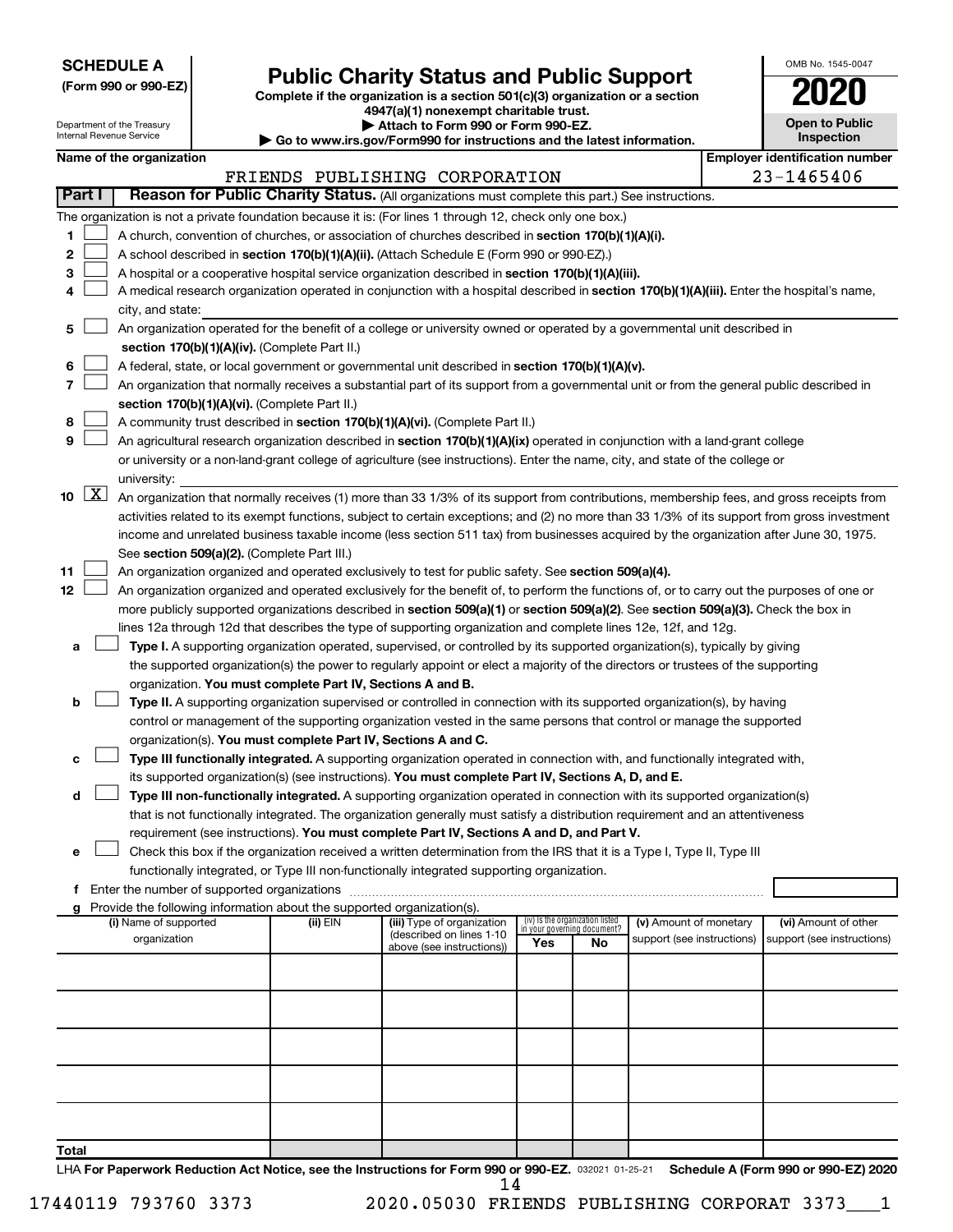**SCHEDULE A**
**(Form 990 or 990-EZ)**

Department of the Treasury
Internal Revenue Service

# Public Charity Status and Public Support

**Complete if the organization is a section 501(c)(3) organization or a section 4947(a)(1) nonexempt charitable trust.**
**▶ Attach to Form 990 or Form 990-EZ.**
**▶ Go to www.irs.gov/Form990 for instructions and the latest information.**

OMB No. 1545-0047
**2020**
**Open to Public Inspection**

| Name of the organization | Employer identification number |
|---|---|
| FRIENDS PUBLISHING CORPORATION | 23-1465406 |

**Part I** **Reason for Public Charity Status.** (All organizations must complete this part.) See instructions.

The organization is not a private foundation because it is: (For lines 1 through 12, check only one box.)

1 ☐ A church, convention of churches, or association of churches described in **section 170(b)(1)(A)(i).**

2 ☐ A school described in **section 170(b)(1)(A)(ii).** (Attach Schedule E (Form 990 or 990-EZ).)

3 ☐ A hospital or a cooperative hospital service organization described in **section 170(b)(1)(A)(iii).**

4 ☐ A medical research organization operated in conjunction with a hospital described in **section 170(b)(1)(A)(iii).** Enter the hospital's name, city, and state:

5 ☐ An organization operated for the benefit of a college or university owned or operated by a governmental unit described in **section 170(b)(1)(A)(iv).** (Complete Part II.)

6 ☐ A federal, state, or local government or governmental unit described in **section 170(b)(1)(A)(v).**

7 ☐ An organization that normally receives a substantial part of its support from a governmental unit or from the general public described in **section 170(b)(1)(A)(vi).** (Complete Part II.)

8 ☐ A community trust described in **section 170(b)(1)(A)(vi).** (Complete Part II.)

9 ☐ An agricultural research organization described in **section 170(b)(1)(A)(ix)** operated in conjunction with a land-grant college or university or a non-land-grant college of agriculture (see instructions). Enter the name, city, and state of the college or university:

10 ☒ An organization that normally receives (1) more than 33 1/3% of its support from contributions, membership fees, and gross receipts from activities related to its exempt functions, subject to certain exceptions; and (2) no more than 33 1/3% of its support from gross investment income and unrelated business taxable income (less section 511 tax) from businesses acquired by the organization after June 30, 1975. See **section 509(a)(2).** (Complete Part III.)

11 ☐ An organization organized and operated exclusively to test for public safety. See **section 509(a)(4).**

12 ☐ An organization organized and operated exclusively for the benefit of, to perform the functions of, or to carry out the purposes of one or more publicly supported organizations described in **section 509(a)(1)** or **section 509(a)(2).** See **section 509(a)(3).** Check the box in lines 12a through 12d that describes the type of supporting organization and complete lines 12e, 12f, and 12g.

a ☐ **Type I.** A supporting organization operated, supervised, or controlled by its supported organization(s), typically by giving the supported organization(s) the power to regularly appoint or elect a majority of the directors or trustees of the supporting organization. **You must complete Part IV, Sections A and B.**

b ☐ **Type II.** A supporting organization supervised or controlled in connection with its supported organization(s), by having control or management of the supporting organization vested in the same persons that control or manage the supported organization(s). **You must complete Part IV, Sections A and C.**

c ☐ **Type III functionally integrated.** A supporting organization operated in connection with, and functionally integrated with, its supported organization(s) (see instructions). **You must complete Part IV, Sections A, D, and E.**

d ☐ **Type III non-functionally integrated.** A supporting organization operated in connection with its supported organization(s) that is not functionally integrated. The organization generally must satisfy a distribution requirement and an attentiveness requirement (see instructions). **You must complete Part IV, Sections A and D, and Part V.**

e ☐ Check this box if the organization received a written determination from the IRS that it is a Type I, Type II, Type III functionally integrated, or Type III non-functionally integrated supporting organization.

f Enter the number of supported organizations

g Provide the following information about the supported organization(s).

| (i) Name of supported organization | (ii) EIN | (iii) Type of organization (described on lines 1-10 above (see instructions)) | (iv) Is the organization listed in your governing document? Yes | No | (v) Amount of monetary support (see instructions) | (vi) Amount of other support (see instructions) |
|---|---|---|---|---|---|---|
| | | | | | | |
| | | | | | | |
| | | | | | | |
| | | | | | | |
| | | | | | | |
| **Total** | | | | | | |

LHA **For Paperwork Reduction Act Notice, see the Instructions for Form 990 or 990-EZ.** 032021 01-25-21 **Schedule A (Form 990 or 990-EZ) 2020**

17440119 793760 3373 2020.05030 FRIENDS PUBLISHING CORPORAT 3373___1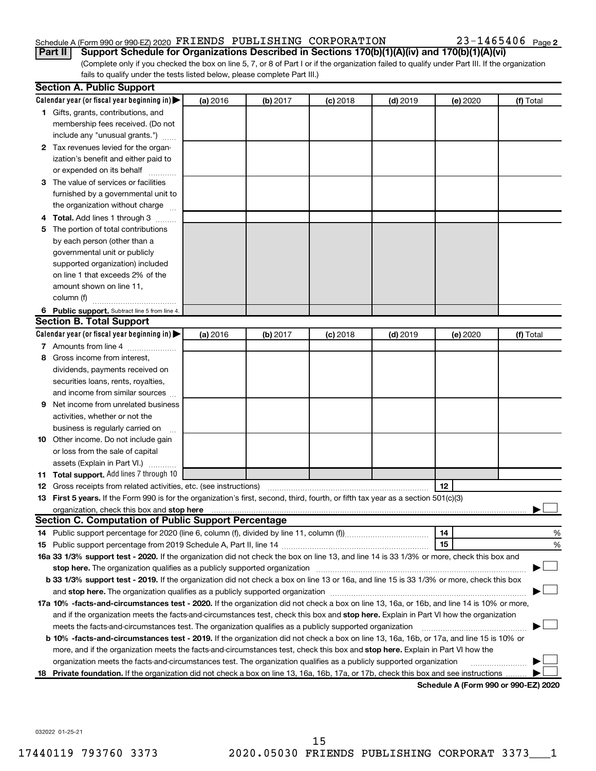Schedule A (Form 990 or 990-EZ) 2020 FRIENDS PUBLISHING CORPORATION 23-1465406 Page 2

**Part II Support Schedule for Organizations Described in Sections 170(b)(1)(A)(iv) and 170(b)(1)(A)(vi)**

(Complete only if you checked the box on line 5, 7, or 8 of Part I or if the organization failed to qualify under Part III. If the organization fails to qualify under the tests listed below, please complete Part III.)

**Section A. Public Support**

| Calendar year (or fiscal year beginning in) ▶ | (a) 2016 | (b) 2017 | (c) 2018 | (d) 2019 | (e) 2020 | (f) Total |
|---|---|---|---|---|---|---|
| 1 Gifts, grants, contributions, and membership fees received. (Do not include any "unusual grants.") | | | | | | |
| 2 Tax revenues levied for the organization's benefit and either paid to or expended on its behalf | | | | | | |
| 3 The value of services or facilities furnished by a governmental unit to the organization without charge | | | | | | |
| 4 **Total.** Add lines 1 through 3 | | | | | | |
| 5 The portion of total contributions by each person (other than a governmental unit or publicly supported organization) included on line 1 that exceeds 2% of the amount shown on line 11, column (f) | | | | | | |
| 6 **Public support.** Subtract line 5 from line 4. | | | | | | |

**Section B. Total Support**

| Calendar year (or fiscal year beginning in) ▶ | (a) 2016 | (b) 2017 | (c) 2018 | (d) 2019 | (e) 2020 | (f) Total |
|---|---|---|---|---|---|---|
| 7 Amounts from line 4 | | | | | | |
| 8 Gross income from interest, dividends, payments received on securities loans, rents, royalties, and income from similar sources | | | | | | |
| 9 Net income from unrelated business activities, whether or not the business is regularly carried on | | | | | | |
| 10 Other income. Do not include gain or loss from the sale of capital assets (Explain in Part VI.) | | | | | | |
| 11 **Total support.** Add lines 7 through 10 | | | | | | |

12 Gross receipts from related activities, etc. (see instructions) | 12 |

13 **First 5 years.** If the Form 990 is for the organization's first, second, third, fourth, or fifth tax year as a section 501(c)(3) organization, check this box and **stop here** ▶ ☐

**Section C. Computation of Public Support Percentage**

14 Public support percentage for 2020 (line 6, column (f), divided by line 11, column (f)) | 14 | %

15 Public support percentage from 2019 Schedule A, Part II, line 14 | 15 | %

**16a 33 1/3% support test - 2020.** If the organization did not check the box on line 13, and line 14 is 33 1/3% or more, check this box and **stop here.** The organization qualifies as a publicly supported organization ▶ ☐

**b 33 1/3% support test - 2019.** If the organization did not check a box on line 13 or 16a, and line 15 is 33 1/3% or more, check this box and **stop here.** The organization qualifies as a publicly supported organization ▶ ☐

**17a 10% -facts-and-circumstances test - 2020.** If the organization did not check a box on line 13, 16a, or 16b, and line 14 is 10% or more, and if the organization meets the facts-and-circumstances test, check this box and **stop here.** Explain in Part VI how the organization meets the facts-and-circumstances test. The organization qualifies as a publicly supported organization ▶ ☐

**b 10% -facts-and-circumstances test - 2019.** If the organization did not check a box on line 13, 16a, 16b, or 17a, and line 15 is 10% or more, and if the organization meets the facts-and-circumstances test, check this box and **stop here.** Explain in Part VI how the organization meets the facts-and-circumstances test. The organization qualifies as a publicly supported organization ▶ ☐

**18 Private foundation.** If the organization did not check a box on line 13, 16a, 16b, 17a, or 17b, check this box and see instructions ▶ ☐

**Schedule A (Form 990 or 990-EZ) 2020**

032022 01-25-21

17440119 793760 3373 2020.05030 FRIENDS PUBLISHING CORPORAT 3373___1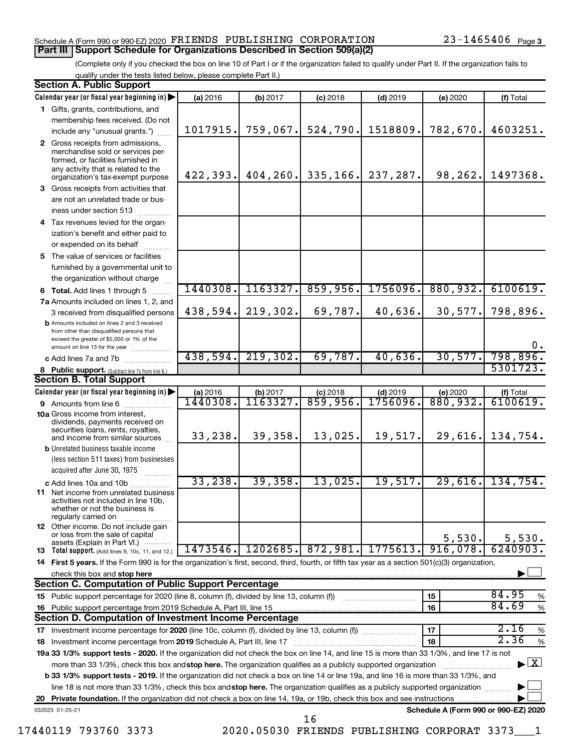Schedule A (Form 990 or 990-EZ) 2020 FRIENDS PUBLISHING CORPORATION 23-1465406 Page 3

## Part III Support Schedule for Organizations Described in Section 509(a)(2)

(Complete only if you checked the box on line 10 of Part I or if the organization failed to qualify under Part II. If the organization fails to qualify under the tests listed below, please complete Part II.)

### Section A. Public Support

| Calendar year (or fiscal year beginning in) | (a) 2016 | (b) 2017 | (c) 2018 | (d) 2019 | (e) 2020 | (f) Total |
|---|---|---|---|---|---|---|
| 1 Gifts, grants, contributions, and membership fees received. (Do not include any "unusual grants.") | 1017915. | 759,067. | 524,790. | 1518809. | 782,670. | 4603251. |
| 2 Gross receipts from admissions, merchandise sold or services performed, or facilities furnished in any activity that is related to the organization's tax-exempt purpose | 422,393. | 404,260. | 335,166. | 237,287. | 98,262. | 1497368. |
| 3 Gross receipts from activities that are not an unrelated trade or business under section 513 | | | | | | |
| 4 Tax revenues levied for the organization's benefit and either paid to or expended on its behalf | | | | | | |
| 5 The value of services or facilities furnished by a governmental unit to the organization without charge | | | | | | |
| 6 **Total.** Add lines 1 through 5 | 1440308. | 1163327. | 859,956. | 1756096. | 880,932. | 6100619. |
| 7a Amounts included on lines 1, 2, and 3 received from disqualified persons | 438,594. | 219,302. | 69,787. | 40,636. | 30,577. | 798,896. |
| b Amounts included on lines 2 and 3 received from other than disqualified persons that exceed the greater of $5,000 or 1% of the amount on line 13 for the year | | | | | | 0. |
| c Add lines 7a and 7b | 438,594. | 219,302. | 69,787. | 40,636. | 30,577. | 798,896. |
| 8 **Public support.** (Subtract line 7c from line 6.) | | | | | | 5301723. |

### Section B. Total Support

| Calendar year (or fiscal year beginning in) | (a) 2016 | (b) 2017 | (c) 2018 | (d) 2019 | (e) 2020 | (f) Total |
|---|---|---|---|---|---|---|
| 9 Amounts from line 6 | 1440308. | 1163327. | 859,956. | 1756096. | 880,932. | 6100619. |
| 10a Gross income from interest, dividends, payments received on securities loans, rents, royalties, and income from similar sources | 33,238. | 39,358. | 13,025. | 19,517. | 29,616. | 134,754. |
| b Unrelated business taxable income (less section 511 taxes) from businesses acquired after June 30, 1975 | | | | | | |
| c Add lines 10a and 10b | 33,238. | 39,358. | 13,025. | 19,517. | 29,616. | 134,754. |
| 11 Net income from unrelated business activities not included in line 10b, whether or not the business is regularly carried on | | | | | | |
| 12 Other income. Do not include gain or loss from the sale of capital assets (Explain in Part VI.) | | | | | 5,530. | 5,530. |
| 13 **Total support.** (Add lines 9, 10c, 11, and 12.) | 1473546. | 1202685. | 872,981. | 1775613. | 916,078. | 6240903. |

14 **First 5 years.** If the Form 990 is for the organization's first, second, third, fourth, or fifth tax year as a section 501(c)(3) organization, check this box and **stop here** ☐

### Section C. Computation of Public Support Percentage

| | | | |
|---|---|---|---|
| 15 Public support percentage for 2020 (line 8, column (f), divided by line 13, column (f)) | 15 | 84.95 | % |
| 16 Public support percentage from 2019 Schedule A, Part III, line 15 | 16 | 84.69 | % |

### Section D. Computation of Investment Income Percentage

| | | | |
|---|---|---|---|
| 17 Investment income percentage for **2020** (line 10c, column (f), divided by line 13, column (f)) | 17 | 2.16 | % |
| 18 Investment income percentage from **2019** Schedule A, Part III, line 17 | 18 | 2.36 | % |

**19a 33 1/3% support tests - 2020.** If the organization did not check the box on line 14, and line 15 is more than 33 1/3%, and line 17 is not more than 33 1/3%, check this box and **stop here.** The organization qualifies as a publicly supported organization ☒

**b 33 1/3% support tests - 2019.** If the organization did not check a box on line 14 or line 19a, and line 16 is more than 33 1/3%, and line 18 is not more than 33 1/3%, check this box and **stop here.** The organization qualifies as a publicly supported organization ☐

**20 Private foundation.** If the organization did not check a box on line 14, 19a, or 19b, check this box and see instructions ☐

032023 01-25-21 **Schedule A (Form 990 or 990-EZ) 2020**

17440119 793760 3373 2020.05030 FRIENDS PUBLISHING CORPORAT 3373___1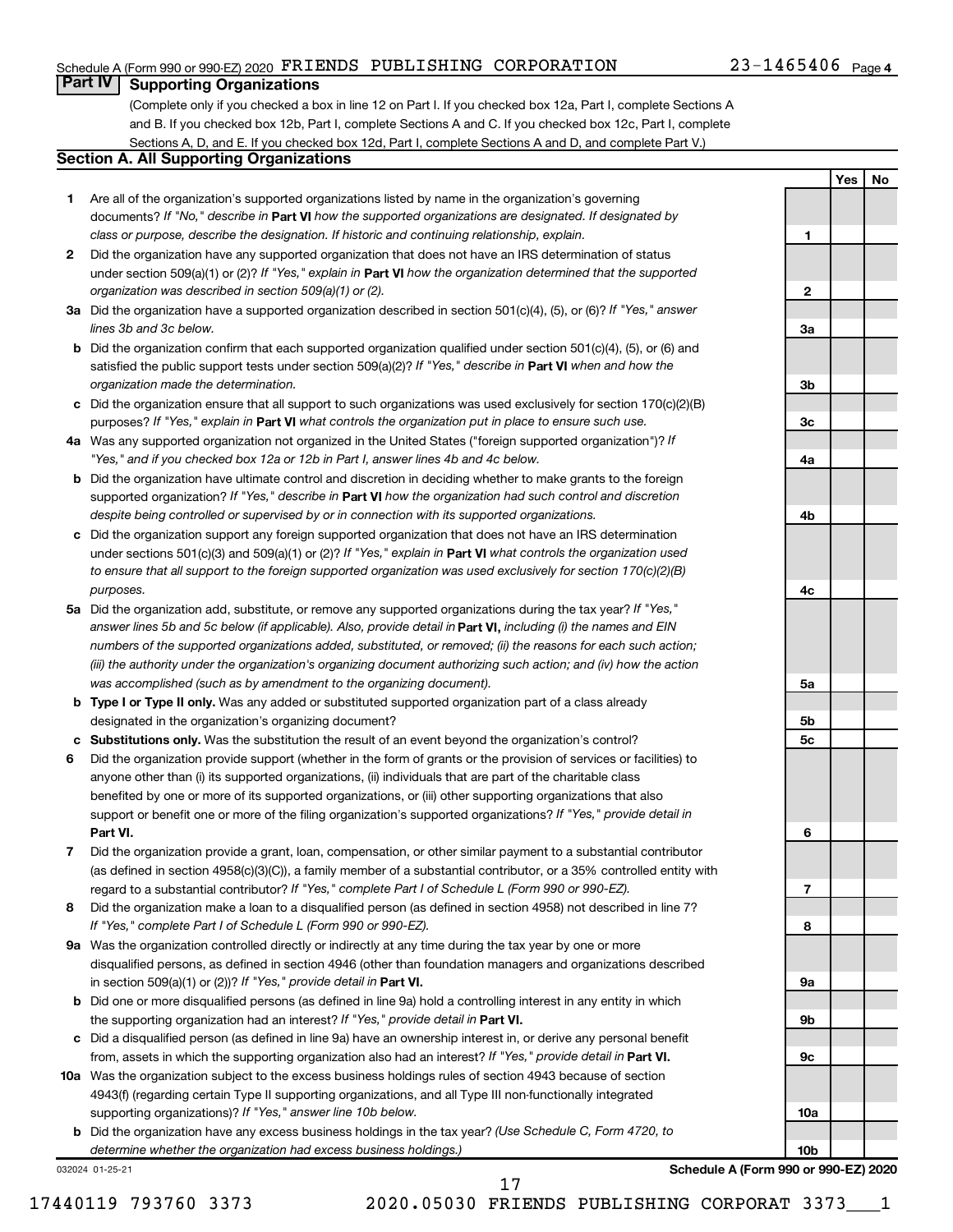Schedule A (Form 990 or 990-EZ) 2020 FRIENDS PUBLISHING CORPORATION 23-1465406 Page 4

## Part IV Supporting Organizations

(Complete only if you checked a box in line 12 on Part I. If you checked box 12a, Part I, complete Sections A and B. If you checked box 12b, Part I, complete Sections A and C. If you checked box 12c, Part I, complete Sections A, D, and E. If you checked box 12d, Part I, complete Sections A and D, and complete Part V.)

### Section A. All Supporting Organizations

| | | | Yes | No |
|---|---|---|---|---|
| **1** | Are all of the organization's supported organizations listed by name in the organization's governing documents? *If "No," describe in* **Part VI** *how the supported organizations are designated. If designated by class or purpose, describe the designation. If historic and continuing relationship, explain.* | **1** | | |
| **2** | Did the organization have any supported organization that does not have an IRS determination of status under section 509(a)(1) or (2)? *If "Yes," explain in* **Part VI** *how the organization determined that the supported organization was described in section 509(a)(1) or (2).* | **2** | | |
| **3a** | Did the organization have a supported organization described in section 501(c)(4), (5), or (6)? *If "Yes," answer lines 3b and 3c below.* | **3a** | | |
| **b** | Did the organization confirm that each supported organization qualified under section 501(c)(4), (5), or (6) and satisfied the public support tests under section 509(a)(2)? *If "Yes," describe in* **Part VI** *when and how the organization made the determination.* | **3b** | | |
| **c** | Did the organization ensure that all support to such organizations was used exclusively for section 170(c)(2)(B) purposes? *If "Yes," explain in* **Part VI** *what controls the organization put in place to ensure such use.* | **3c** | | |
| **4a** | Was any supported organization not organized in the United States ("foreign supported organization")? *If "Yes," and if you checked box 12a or 12b in Part I, answer lines 4b and 4c below.* | **4a** | | |
| **b** | Did the organization have ultimate control and discretion in deciding whether to make grants to the foreign supported organization? *If "Yes," describe in* **Part VI** *how the organization had such control and discretion despite being controlled or supervised by or in connection with its supported organizations.* | **4b** | | |
| **c** | Did the organization support any foreign supported organization that does not have an IRS determination under sections 501(c)(3) and 509(a)(1) or (2)? *If "Yes," explain in* **Part VI** *what controls the organization used to ensure that all support to the foreign supported organization was used exclusively for section 170(c)(2)(B) purposes.* | **4c** | | |
| **5a** | Did the organization add, substitute, or remove any supported organizations during the tax year? *If "Yes," answer lines 5b and 5c below (if applicable). Also, provide detail in* **Part VI,** *including (i) the names and EIN numbers of the supported organizations added, substituted, or removed; (ii) the reasons for each such action; (iii) the authority under the organization's organizing document authorizing such action; and (iv) how the action was accomplished (such as by amendment to the organizing document).* | **5a** | | |
| **b** | **Type I or Type II only.** Was any added or substituted supported organization part of a class already designated in the organization's organizing document? | **5b** | | |
| **c** | **Substitutions only.** Was the substitution the result of an event beyond the organization's control? | **5c** | | |
| **6** | Did the organization provide support (whether in the form of grants or the provision of services or facilities) to anyone other than (i) its supported organizations, (ii) individuals that are part of the charitable class benefited by one or more of its supported organizations, or (iii) other supporting organizations that also support or benefit one or more of the filing organization's supported organizations? *If "Yes," provide detail in* **Part VI.** | **6** | | |
| **7** | Did the organization provide a grant, loan, compensation, or other similar payment to a substantial contributor (as defined in section 4958(c)(3)(C)), a family member of a substantial contributor, or a 35% controlled entity with regard to a substantial contributor? *If "Yes," complete Part I of Schedule L (Form 990 or 990-EZ).* | **7** | | |
| **8** | Did the organization make a loan to a disqualified person (as defined in section 4958) not described in line 7? *If "Yes," complete Part I of Schedule L (Form 990 or 990-EZ).* | **8** | | |
| **9a** | Was the organization controlled directly or indirectly at any time during the tax year by one or more disqualified persons, as defined in section 4946 (other than foundation managers and organizations described in section 509(a)(1) or (2))? *If "Yes," provide detail in* **Part VI.** | **9a** | | |
| **b** | Did one or more disqualified persons (as defined in line 9a) hold a controlling interest in any entity in which the supporting organization had an interest? *If "Yes," provide detail in* **Part VI.** | **9b** | | |
| **c** | Did a disqualified person (as defined in line 9a) have an ownership interest in, or derive any personal benefit from, assets in which the supporting organization also had an interest? *If "Yes," provide detail in* **Part VI.** | **9c** | | |
| **10a** | Was the organization subject to the excess business holdings rules of section 4943 because of section 4943(f) (regarding certain Type II supporting organizations, and all Type III non-functionally integrated supporting organizations)? *If "Yes," answer line 10b below.* | **10a** | | |
| **b** | Did the organization have any excess business holdings in the tax year? *(Use Schedule C, Form 4720, to determine whether the organization had excess business holdings.)* | **10b** | | |

032024 01-25-21

**Schedule A (Form 990 or 990-EZ) 2020**

17440119 793760 3373 2020.05030 FRIENDS PUBLISHING CORPORAT 3373___1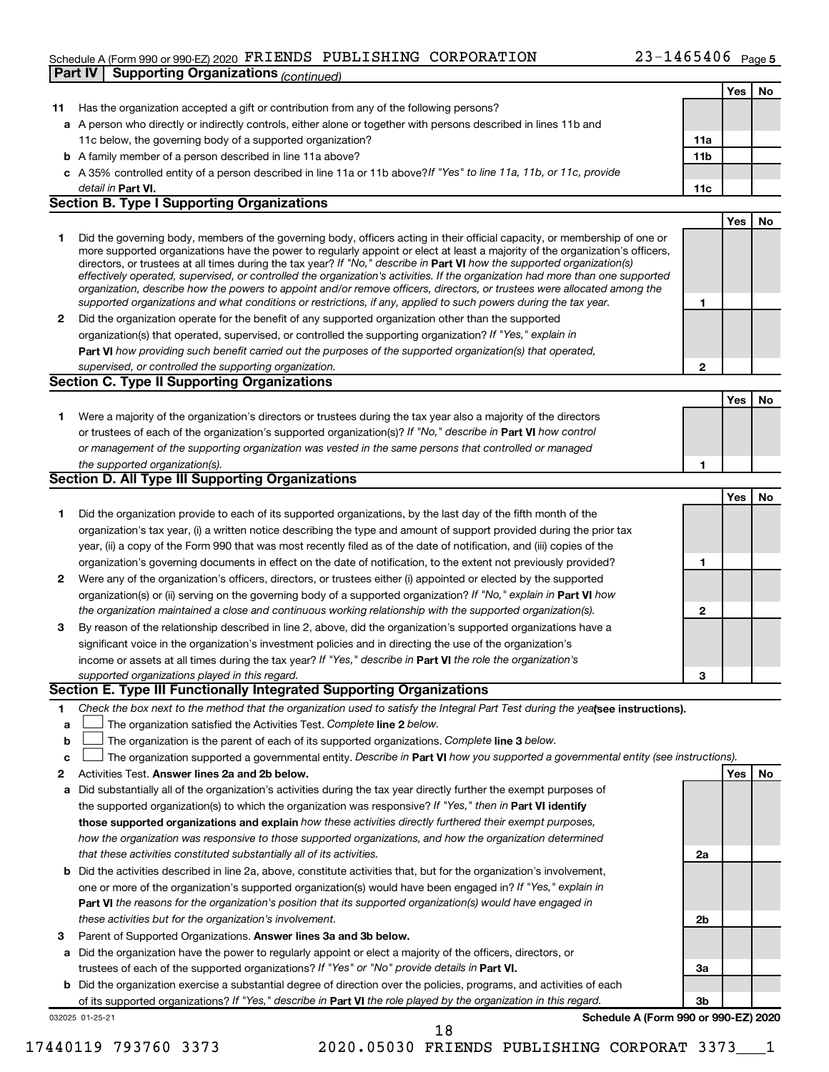Schedule A (Form 990 or 990-EZ) 2020 FRIENDS PUBLISHING CORPORATION 23-1465406 Page 5

**Part IV | Supporting Organizations** *(continued)*

| | | | Yes | No |
|---|---|---|---|---|
| 11 | Has the organization accepted a gift or contribution from any of the following persons? | | | |
| a | A person who directly or indirectly controls, either alone or together with persons described in lines 11b and 11c below, the governing body of a supported organization? | 11a | | |
| b | A family member of a person described in line 11a above? | 11b | | |
| c | A 35% controlled entity of a person described in line 11a or 11b above? *If "Yes" to line 11a, 11b, or 11c, provide detail in* **Part VI.** | 11c | | |

### Section B. Type I Supporting Organizations

| | | | Yes | No |
|---|---|---|---|---|
| 1 | Did the governing body, members of the governing body, officers acting in their official capacity, or membership of one or more supported organizations have the power to regularly appoint or elect at least a majority of the organization's officers, directors, or trustees at all times during the tax year? *If "No," describe in* **Part VI** *how the supported organization(s) effectively operated, supervised, or controlled the organization's activities. If the organization had more than one supported organization, describe how the powers to appoint and/or remove officers, directors, or trustees were allocated among the supported organizations and what conditions or restrictions, if any, applied to such powers during the tax year.* | 1 | | |
| 2 | Did the organization operate for the benefit of any supported organization other than the supported organization(s) that operated, supervised, or controlled the supporting organization? *If "Yes," explain in* **Part VI** *how providing such benefit carried out the purposes of the supported organization(s) that operated, supervised, or controlled the supporting organization.* | 2 | | |

### Section C. Type II Supporting Organizations

| | | | Yes | No |
|---|---|---|---|---|
| 1 | Were a majority of the organization's directors or trustees during the tax year also a majority of the directors or trustees of each of the organization's supported organization(s)? *If "No," describe in* **Part VI** *how control or management of the supporting organization was vested in the same persons that controlled or managed the supported organization(s).* | 1 | | |

### Section D. All Type III Supporting Organizations

| | | | Yes | No |
|---|---|---|---|---|
| 1 | Did the organization provide to each of its supported organizations, by the last day of the fifth month of the organization's tax year, (i) a written notice describing the type and amount of support provided during the prior tax year, (ii) a copy of the Form 990 that was most recently filed as of the date of notification, and (iii) copies of the organization's governing documents in effect on the date of notification, to the extent not previously provided? | 1 | | |
| 2 | Were any of the organization's officers, directors, or trustees either (i) appointed or elected by the supported organization(s) or (ii) serving on the governing body of a supported organization? *If "No," explain in* **Part VI** *how the organization maintained a close and continuous working relationship with the supported organization(s).* | 2 | | |
| 3 | By reason of the relationship described in line 2, above, did the organization's supported organizations have a significant voice in the organization's investment policies and in directing the use of the organization's income or assets at all times during the tax year? *If "Yes," describe in* **Part VI** *the role the organization's supported organizations played in this regard.* | 3 | | |

### Section E. Type III Functionally Integrated Supporting Organizations

1 *Check the box next to the method that the organization used to satisfy the Integral Part Test during the year* **(see instructions).**

- a ☐ The organization satisfied the Activities Test. *Complete* **line 2** *below.*
- b ☐ The organization is the parent of each of its supported organizations. *Complete* **line 3** *below.*
- c ☐ The organization supported a governmental entity. *Describe in* **Part VI** *how you supported a governmental entity (see instructions).*

| | | | Yes | No |
|---|---|---|---|---|
| 2 | Activities Test. **Answer lines 2a and 2b below.** | | | |
| a | Did substantially all of the organization's activities during the tax year directly further the exempt purposes of the supported organization(s) to which the organization was responsive? *If "Yes," then in* **Part VI identify those supported organizations and explain** *how these activities directly furthered their exempt purposes, how the organization was responsive to those supported organizations, and how the organization determined that these activities constituted substantially all of its activities.* | 2a | | |
| b | Did the activities described in line 2a, above, constitute activities that, but for the organization's involvement, one or more of the organization's supported organization(s) would have been engaged in? *If "Yes," explain in* **Part VI** *the reasons for the organization's position that its supported organization(s) would have engaged in these activities but for the organization's involvement.* | 2b | | |
| 3 | Parent of Supported Organizations. **Answer lines 3a and 3b below.** | | | |
| a | Did the organization have the power to regularly appoint or elect a majority of the officers, directors, or trustees of each of the supported organizations? *If "Yes" or "No" provide details in* **Part VI.** | 3a | | |
| b | Did the organization exercise a substantial degree of direction over the policies, programs, and activities of each of its supported organizations? *If "Yes," describe in* **Part VI** *the role played by the organization in this regard.* | 3b | | |

032025 01-25-21 **Schedule A (Form 990 or 990-EZ) 2020**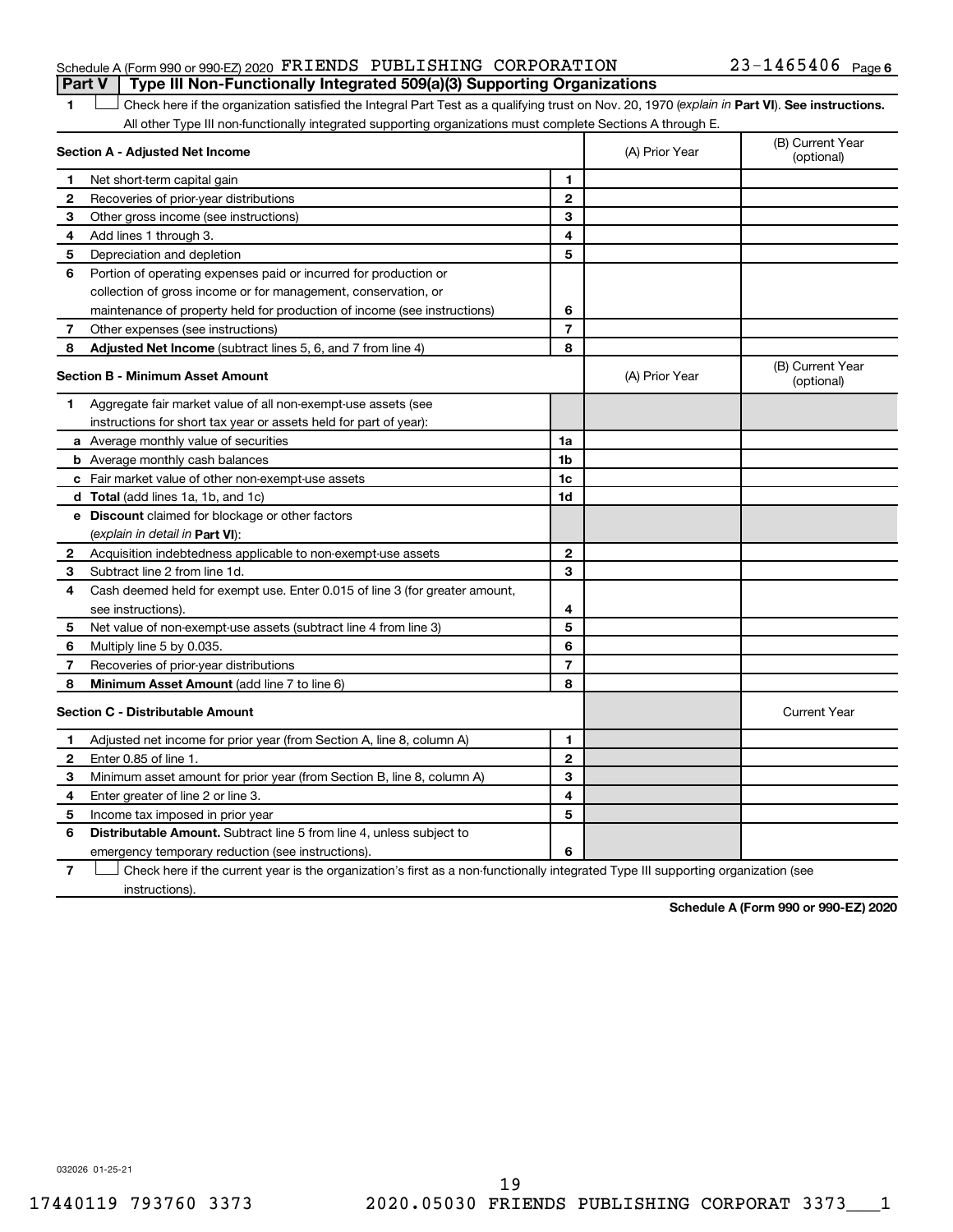Schedule A (Form 990 or 990-EZ) 2020 FRIENDS PUBLISHING CORPORATION 23-1465406 Page 6

## Part V Type III Non-Functionally Integrated 509(a)(3) Supporting Organizations

1 ☐ Check here if the organization satisfied the Integral Part Test as a qualifying trust on Nov. 20, 1970 (*explain in* **Part VI**). **See instructions.** All other Type III non-functionally integrated supporting organizations must complete Sections A through E.

| **Section A - Adjusted Net Income** | | | (A) Prior Year | (B) Current Year (optional) |
|---|---|---|---|---|
| 1 | Net short-term capital gain | 1 | | |
| 2 | Recoveries of prior-year distributions | 2 | | |
| 3 | Other gross income (see instructions) | 3 | | |
| 4 | Add lines 1 through 3. | 4 | | |
| 5 | Depreciation and depletion | 5 | | |
| 6 | Portion of operating expenses paid or incurred for production or collection of gross income or for management, conservation, or maintenance of property held for production of income (see instructions) | 6 | | |
| 7 | Other expenses (see instructions) | 7 | | |
| 8 | **Adjusted Net Income** (subtract lines 5, 6, and 7 from line 4) | 8 | | |

| **Section B - Minimum Asset Amount** | | | (A) Prior Year | (B) Current Year (optional) |
|---|---|---|---|---|
| 1 | Aggregate fair market value of all non-exempt-use assets (see instructions for short tax year or assets held for part of year): | | | |
| a | Average monthly value of securities | 1a | | |
| b | Average monthly cash balances | 1b | | |
| c | Fair market value of other non-exempt-use assets | 1c | | |
| d | **Total** (add lines 1a, 1b, and 1c) | 1d | | |
| e | **Discount** claimed for blockage or other factors (*explain in detail in* **Part VI**): | | | |
| 2 | Acquisition indebtedness applicable to non-exempt-use assets | 2 | | |
| 3 | Subtract line 2 from line 1d. | 3 | | |
| 4 | Cash deemed held for exempt use. Enter 0.015 of line 3 (for greater amount, see instructions). | 4 | | |
| 5 | Net value of non-exempt-use assets (subtract line 4 from line 3) | 5 | | |
| 6 | Multiply line 5 by 0.035. | 6 | | |
| 7 | Recoveries of prior-year distributions | 7 | | |
| 8 | **Minimum Asset Amount** (add line 7 to line 6) | 8 | | |

| **Section C - Distributable Amount** | | | | Current Year |
|---|---|---|---|---|
| 1 | Adjusted net income for prior year (from Section A, line 8, column A) | 1 | | |
| 2 | Enter 0.85 of line 1. | 2 | | |
| 3 | Minimum asset amount for prior year (from Section B, line 8, column A) | 3 | | |
| 4 | Enter greater of line 2 or line 3. | 4 | | |
| 5 | Income tax imposed in prior year | 5 | | |
| 6 | **Distributable Amount.** Subtract line 5 from line 4, unless subject to emergency temporary reduction (see instructions). | 6 | | |

7 ☐ Check here if the current year is the organization's first as a non-functionally integrated Type III supporting organization (see instructions).

**Schedule A (Form 990 or 990-EZ) 2020**

032026 01-25-21

17440119 793760 3373 2020.05030 FRIENDS PUBLISHING CORPORAT 3373___1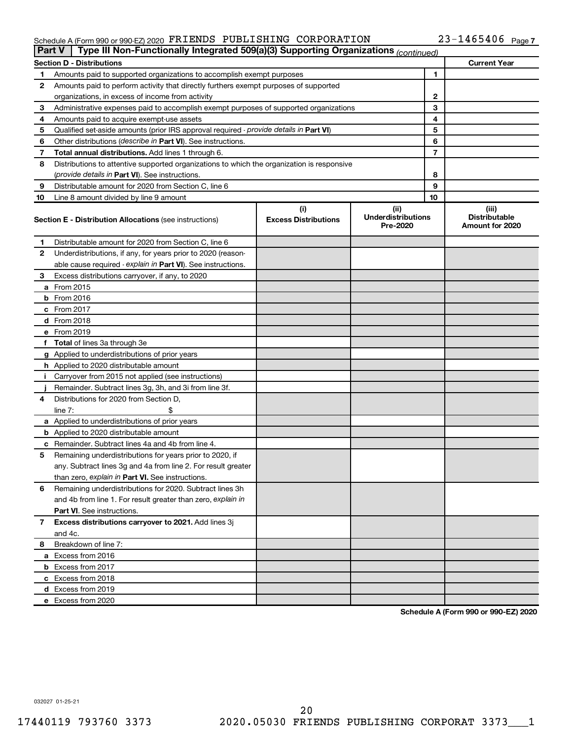Schedule A (Form 990 or 990-EZ) 2020 FRIENDS PUBLISHING CORPORATION 23-1465406 Page 7

**Part V | Type III Non-Functionally Integrated 509(a)(3) Supporting Organizations** *(continued)*

| Section D - Distributions | | | Current Year |
|---|---|---|---|
| 1 | Amounts paid to supported organizations to accomplish exempt purposes | 1 | |
| 2 | Amounts paid to perform activity that directly furthers exempt purposes of supported organizations, in excess of income from activity | 2 | |
| 3 | Administrative expenses paid to accomplish exempt purposes of supported organizations | 3 | |
| 4 | Amounts paid to acquire exempt-use assets | 4 | |
| 5 | Qualified set-aside amounts (prior IRS approval required - *provide details in* **Part VI**) | 5 | |
| 6 | Other distributions (*describe in* **Part VI**). See instructions. | 6 | |
| 7 | **Total annual distributions.** Add lines 1 through 6. | 7 | |
| 8 | Distributions to attentive supported organizations to which the organization is responsive (*provide details in* **Part VI**). See instructions. | 8 | |
| 9 | Distributable amount for 2020 from Section C, line 6 | 9 | |
| 10 | Line 8 amount divided by line 9 amount | 10 | |

| **Section E - Distribution Allocations** (see instructions) | (i) Excess Distributions | (ii) Underdistributions Pre-2020 | (iii) Distributable Amount for 2020 |
|---|---|---|---|
| 1 Distributable amount for 2020 from Section C, line 6 | | | |
| 2 Underdistributions, if any, for years prior to 2020 (reasonable cause required - *explain in* **Part VI**). See instructions. | | | |
| 3 Excess distributions carryover, if any, to 2020 | | | |
| a From 2015 | | | |
| b From 2016 | | | |
| c From 2017 | | | |
| d From 2018 | | | |
| e From 2019 | | | |
| f **Total** of lines 3a through 3e | | | |
| g Applied to underdistributions of prior years | | | |
| h Applied to 2020 distributable amount | | | |
| i Carryover from 2015 not applied (see instructions) | | | |
| j Remainder. Subtract lines 3g, 3h, and 3i from line 3f. | | | |
| 4 Distributions for 2020 from Section D, line 7: $ | | | |
| a Applied to underdistributions of prior years | | | |
| b Applied to 2020 distributable amount | | | |
| c Remainder. Subtract lines 4a and 4b from line 4. | | | |
| 5 Remaining underdistributions for years prior to 2020, if any. Subtract lines 3g and 4a from line 2. For result greater than zero, *explain in* **Part VI.** See instructions. | | | |
| 6 Remaining underdistributions for 2020. Subtract lines 3h and 4b from line 1. For result greater than zero, *explain in* **Part VI**. See instructions. | | | |
| 7 **Excess distributions carryover to 2021.** Add lines 3j and 4c. | | | |
| 8 Breakdown of line 7: | | | |
| a Excess from 2016 | | | |
| b Excess from 2017 | | | |
| c Excess from 2018 | | | |
| d Excess from 2019 | | | |
| e Excess from 2020 | | | |

**Schedule A (Form 990 or 990-EZ) 2020**

032027 01-25-21

17440119 793760 3373 2020.05030 FRIENDS PUBLISHING CORPORAT 3373___1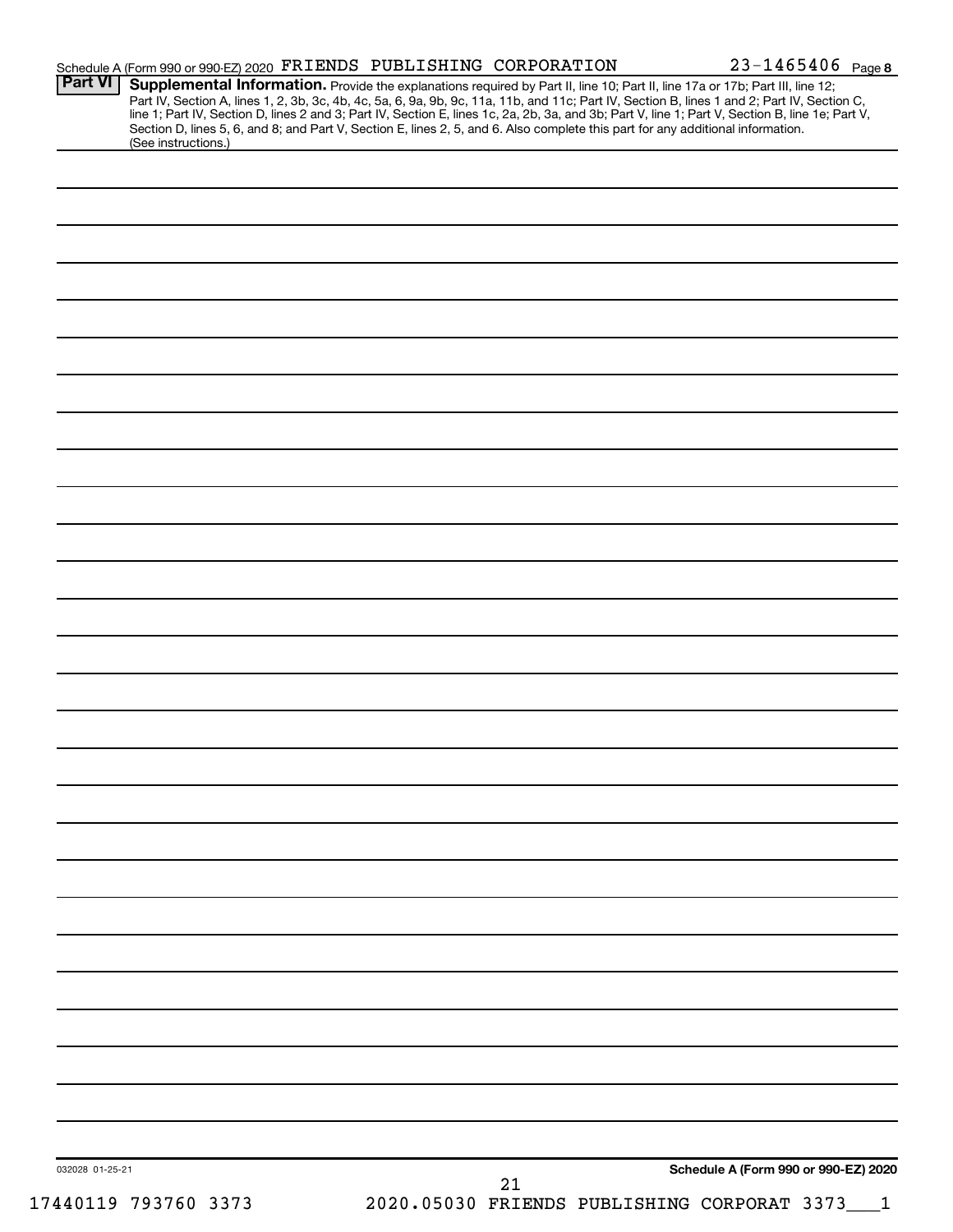Schedule A (Form 990 or 990-EZ) 2020 FRIENDS PUBLISHING CORPORATION 23-1465406 Page 8

**Part VI** **Supplemental Information.** Provide the explanations required by Part II, line 10; Part II, line 17a or 17b; Part III, line 12; Part IV, Section A, lines 1, 2, 3b, 3c, 4b, 4c, 5a, 6, 9a, 9b, 9c, 11a, 11b, and 11c; Part IV, Section B, lines 1 and 2; Part IV, Section C, line 1; Part IV, Section D, lines 2 and 3; Part IV, Section E, lines 1c, 2a, 2b, 3a, and 3b; Part V, line 1; Part V, Section B, line 1e; Part V, Section D, lines 5, 6, and 8; and Part V, Section E, lines 2, 5, and 6. Also complete this part for any additional information. (See instructions.)

032028 01-25-21

**Schedule A (Form 990 or 990-EZ) 2020**

17440119 793760 3373 2020.05030 FRIENDS PUBLISHING CORPORAT 3373___1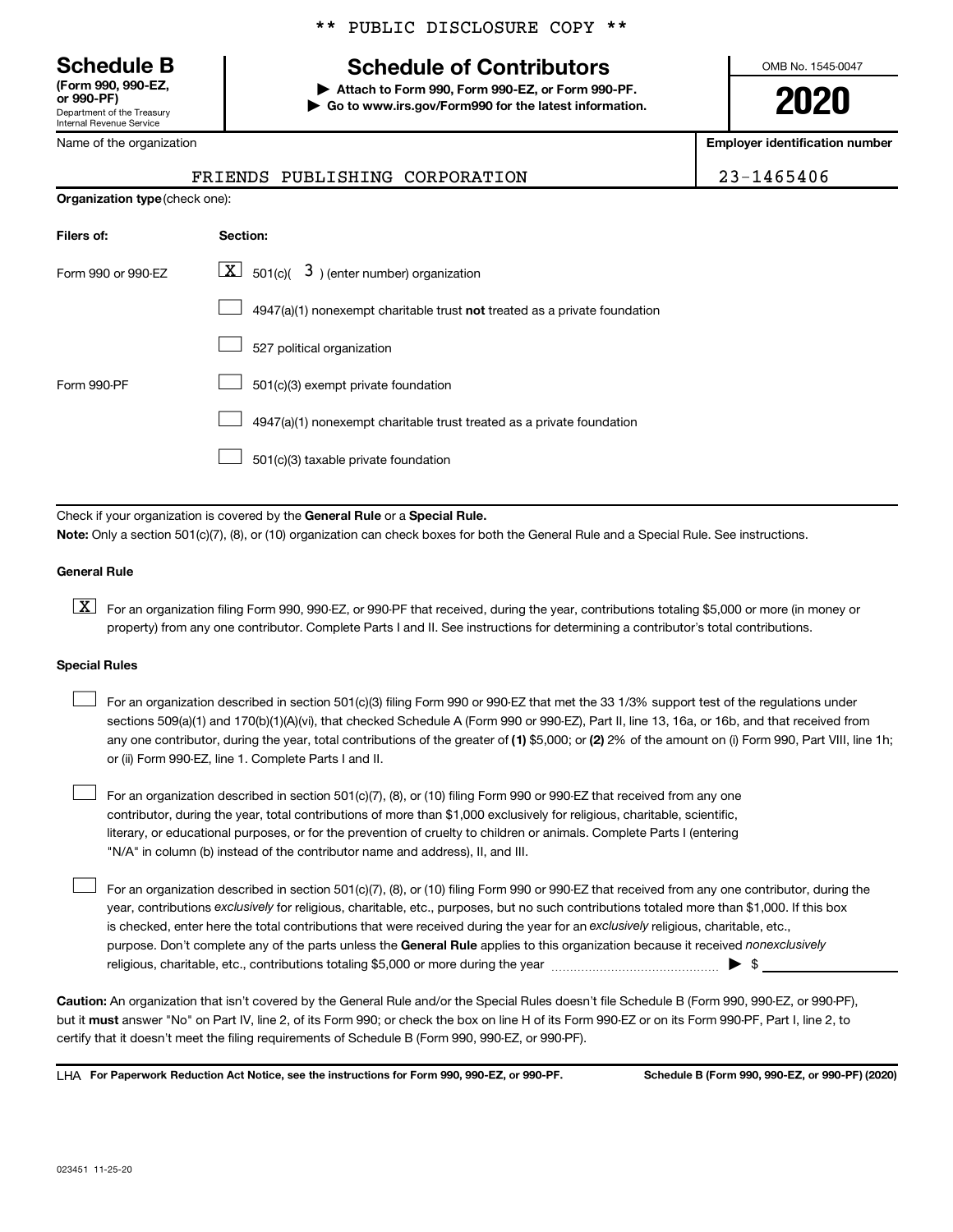\*\* PUBLIC DISCLOSURE COPY \*\*

**Schedule B**
**(Form 990, 990-EZ, or 990-PF)**
Department of the Treasury
Internal Revenue Service

# Schedule of Contributors

▶ **Attach to Form 990, Form 990-EZ, or Form 990-PF.**
▶ **Go to www.irs.gov/Form990 for the latest information.**

OMB No. 1545-0047

**2020**

| Name of the organization | Employer identification number |
|---|---|
| FRIENDS PUBLISHING CORPORATION | 23-1465406 |

**Organization type** (check one):

| Filers of: | Section: |
|---|---|
| Form 990 or 990-EZ | [X] 501(c)( 3 ) (enter number) organization |
| | [ ] 4947(a)(1) nonexempt charitable trust **not** treated as a private foundation |
| | [ ] 527 political organization |
| Form 990-PF | [ ] 501(c)(3) exempt private foundation |
| | [ ] 4947(a)(1) nonexempt charitable trust treated as a private foundation |
| | [ ] 501(c)(3) taxable private foundation |

Check if your organization is covered by the **General Rule** or a **Special Rule.**

**Note:** Only a section 501(c)(7), (8), or (10) organization can check boxes for both the General Rule and a Special Rule. See instructions.

**General Rule**

[X] For an organization filing Form 990, 990-EZ, or 990-PF that received, during the year, contributions totaling $5,000 or more (in money or property) from any one contributor. Complete Parts I and II. See instructions for determining a contributor's total contributions.

**Special Rules**

[ ] For an organization described in section 501(c)(3) filing Form 990 or 990-EZ that met the 33 1/3% support test of the regulations under sections 509(a)(1) and 170(b)(1)(A)(vi), that checked Schedule A (Form 990 or 990-EZ), Part II, line 13, 16a, or 16b, and that received from any one contributor, during the year, total contributions of the greater of **(1)** $5,000; or **(2)** 2% of the amount on (i) Form 990, Part VIII, line 1h; or (ii) Form 990-EZ, line 1. Complete Parts I and II.

[ ] For an organization described in section 501(c)(7), (8), or (10) filing Form 990 or 990-EZ that received from any one contributor, during the year, total contributions of more than $1,000 exclusively for religious, charitable, scientific, literary, or educational purposes, or for the prevention of cruelty to children or animals. Complete Parts I (entering "N/A" in column (b) instead of the contributor name and address), II, and III.

[ ] For an organization described in section 501(c)(7), (8), or (10) filing Form 990 or 990-EZ that received from any one contributor, during the year, contributions *exclusively* for religious, charitable, etc., purposes, but no such contributions totaled more than $1,000. If this box is checked, enter here the total contributions that were received during the year for an *exclusively* religious, charitable, etc., purpose. Don't complete any of the parts unless the **General Rule** applies to this organization because it received *nonexclusively* religious, charitable, etc., contributions totaling $5,000 or more during the year ▶ $ \_\_\_\_\_\_\_\_\_\_

**Caution:** An organization that isn't covered by the General Rule and/or the Special Rules doesn't file Schedule B (Form 990, 990-EZ, or 990-PF), but it **must** answer "No" on Part IV, line 2, of its Form 990; or check the box on line H of its Form 990-EZ or on its Form 990-PF, Part I, line 2, to certify that it doesn't meet the filing requirements of Schedule B (Form 990, 990-EZ, or 990-PF).

LHA **For Paperwork Reduction Act Notice, see the instructions for Form 990, 990-EZ, or 990-PF.** **Schedule B (Form 990, 990-EZ, or 990-PF) (2020)**

023451 11-25-20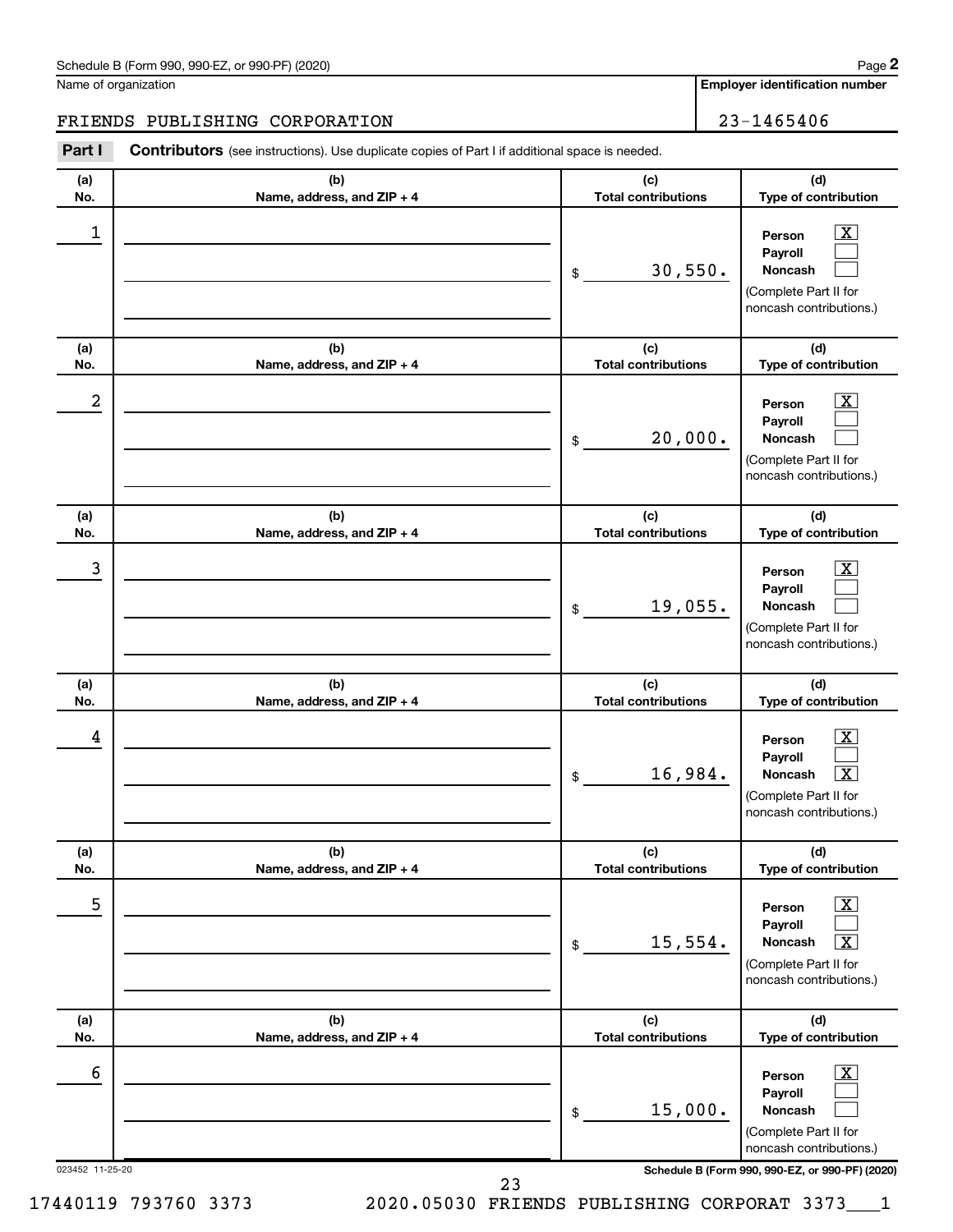Schedule B (Form 990, 990-EZ, or 990-PF) (2020)

Name of organization: FRIENDS PUBLISHING CORPORATION

Employer identification number: 23-1465406

**Part I** **Contributors** (see instructions). Use duplicate copies of Part I if additional space is needed.

| (a) No. | (b) Name, address, and ZIP + 4 | (c) Total contributions | (d) Type of contribution |
|---|---|---|---|
| 1 | | $ 30,550. | Person [X] Payroll [ ] Noncash [ ] (Complete Part II for noncash contributions.) |
| 2 | | $ 20,000. | Person [X] Payroll [ ] Noncash [ ] (Complete Part II for noncash contributions.) |
| 3 | | $ 19,055. | Person [X] Payroll [ ] Noncash [ ] (Complete Part II for noncash contributions.) |
| 4 | | $ 16,984. | Person [X] Payroll [ ] Noncash [X] (Complete Part II for noncash contributions.) |
| 5 | | $ 15,554. | Person [X] Payroll [ ] Noncash [X] (Complete Part II for noncash contributions.) |
| 6 | | $ 15,000. | Person [X] Payroll [ ] Noncash [ ] (Complete Part II for noncash contributions.) |

023452 11-25-20

Schedule B (Form 990, 990-EZ, or 990-PF) (2020)

17440119 793760 3373 2020.05030 FRIENDS PUBLISHING CORPORAT 3373___1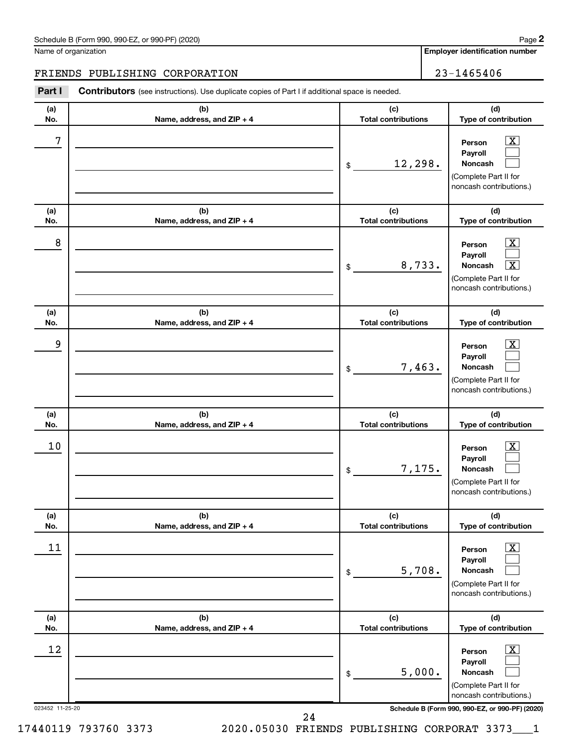Schedule B (Form 990, 990-EZ, or 990-PF) (2020)

Name of organization: FRIENDS PUBLISHING CORPORATION

Employer identification number: 23-1465406

**Part I** **Contributors** (see instructions). Use duplicate copies of Part I if additional space is needed.

| (a) No. | (b) Name, address, and ZIP + 4 | (c) Total contributions | (d) Type of contribution |
|---|---|---|---|
| 7 | | $ 12,298. | Person [X] Payroll [ ] Noncash [ ] (Complete Part II for noncash contributions.) |
| 8 | | $ 8,733. | Person [X] Payroll [ ] Noncash [X] (Complete Part II for noncash contributions.) |
| 9 | | $ 7,463. | Person [X] Payroll [ ] Noncash [ ] (Complete Part II for noncash contributions.) |
| 10 | | $ 7,175. | Person [X] Payroll [ ] Noncash [ ] (Complete Part II for noncash contributions.) |
| 11 | | $ 5,708. | Person [X] Payroll [ ] Noncash [ ] (Complete Part II for noncash contributions.) |
| 12 | | $ 5,000. | Person [X] Payroll [ ] Noncash [ ] (Complete Part II for noncash contributions.) |

023452 11-25-20

Schedule B (Form 990, 990-EZ, or 990-PF) (2020)

17440119 793760 3373 2020.05030 FRIENDS PUBLISHING CORPORAT 3373___1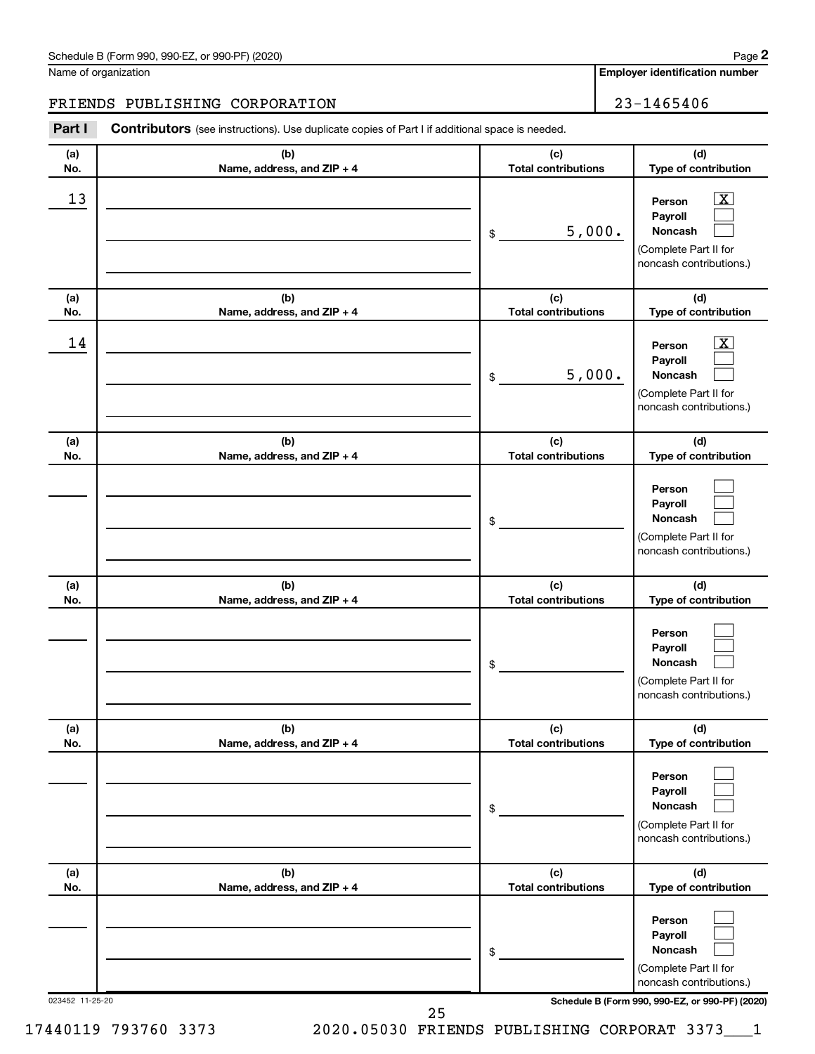Schedule B (Form 990, 990-EZ, or 990-PF) (2020)

Name of organization: FRIENDS PUBLISHING CORPORATION

Employer identification number: 23-1465406

**Part I** **Contributors** (see instructions). Use duplicate copies of Part I if additional space is needed.

| (a) No. | (b) Name, address, and ZIP + 4 | (c) Total contributions | (d) Type of contribution |
|---|---|---|---|
| 13 | | $ 5,000. | Person [X] Payroll [ ] Noncash [ ] (Complete Part II for noncash contributions.) |
| 14 | | $ 5,000. | Person [X] Payroll [ ] Noncash [ ] (Complete Part II for noncash contributions.) |
| | | $ | Person [ ] Payroll [ ] Noncash [ ] (Complete Part II for noncash contributions.) |
| | | $ | Person [ ] Payroll [ ] Noncash [ ] (Complete Part II for noncash contributions.) |
| | | $ | Person [ ] Payroll [ ] Noncash [ ] (Complete Part II for noncash contributions.) |
| | | $ | Person [ ] Payroll [ ] Noncash [ ] (Complete Part II for noncash contributions.) |

023452 11-25-20

Schedule B (Form 990, 990-EZ, or 990-PF) (2020)

17440119 793760 3373 2020.05030 FRIENDS PUBLISHING CORPORAT 3373___1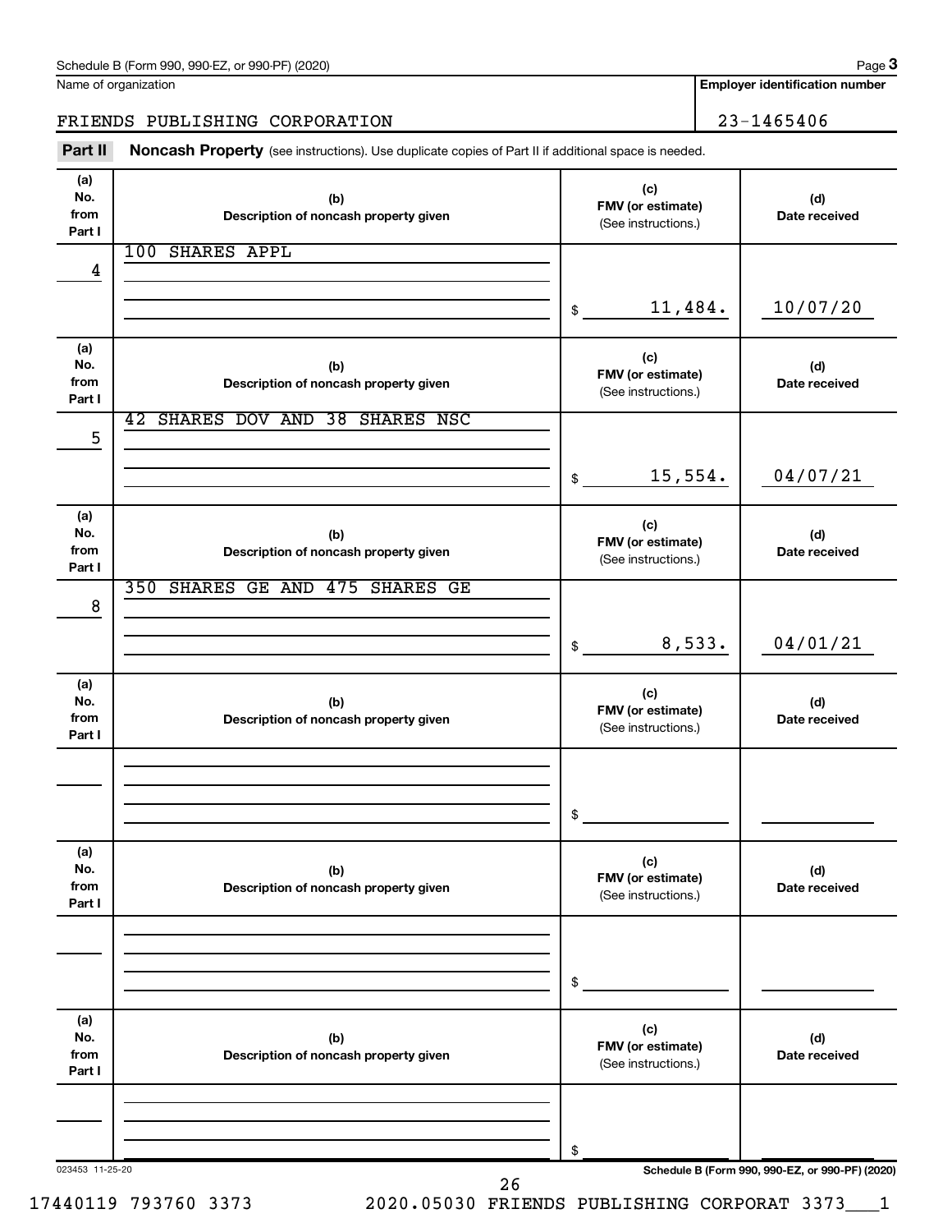Schedule B (Form 990, 990-EZ, or 990-PF) (2020)

Name of organization: FRIENDS PUBLISHING CORPORATION

Employer identification number: 23-1465406

## Part II Noncash Property

(see instructions). Use duplicate copies of Part II if additional space is needed.

| (a) No. from Part I | (b) Description of noncash property given | (c) FMV (or estimate) (See instructions.) | (d) Date received |
|---|---|---|---|
| 4 | 100 SHARES APPL | $ 11,484. | 10/07/20 |
| 5 | 42 SHARES DOV AND 38 SHARES NSC | $ 15,554. | 04/07/21 |
| 8 | 350 SHARES GE AND 475 SHARES GE | $ 8,533. | 04/01/21 |
| | | $ | |
| | | $ | |
| | | $ | |

023453 11-25-20

Schedule B (Form 990, 990-EZ, or 990-PF) (2020)

17440119 793760 3373 2020.05030 FRIENDS PUBLISHING CORPORAT 3373___1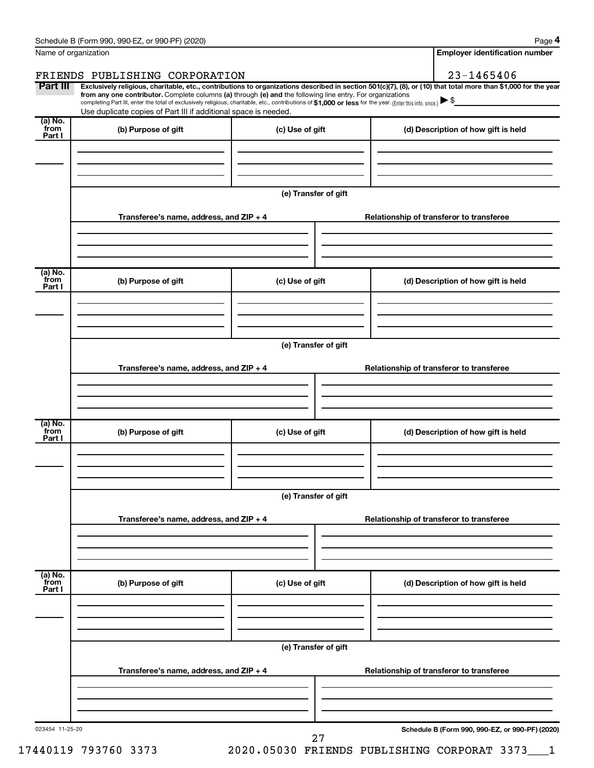Name of organization

FRIENDS PUBLISHING CORPORATION

Employer identification number

23-1465406

**Part III** **Exclusively religious, charitable, etc., contributions to organizations described in section 501(c)(7), (8), or (10) that total more than $1,000 for the year from any one contributor.** Complete columns **(a)** through **(e)** and the following line entry. For organizations completing Part III, enter the total of exclusively religious, charitable, etc., contributions of **$1,000 or less** for the year. (Enter this info. once.) ▶ $

Use duplicate copies of Part III if additional space is needed.

| (a) No. from Part I | (b) Purpose of gift | (c) Use of gift | (d) Description of how gift is held |
|---|---|---|---|
| | | | |

**(e) Transfer of gift**

| Transferee's name, address, and ZIP + 4 | Relationship of transferor to transferee |
|---|---|
| | |

| (a) No. from Part I | (b) Purpose of gift | (c) Use of gift | (d) Description of how gift is held |
|---|---|---|---|
| | | | |

**(e) Transfer of gift**

| Transferee's name, address, and ZIP + 4 | Relationship of transferor to transferee |
|---|---|
| | |

| (a) No. from Part I | (b) Purpose of gift | (c) Use of gift | (d) Description of how gift is held |
|---|---|---|---|
| | | | |

**(e) Transfer of gift**

| Transferee's name, address, and ZIP + 4 | Relationship of transferor to transferee |
|---|---|
| | |

| (a) No. from Part I | (b) Purpose of gift | (c) Use of gift | (d) Description of how gift is held |
|---|---|---|---|
| | | | |

**(e) Transfer of gift**

| Transferee's name, address, and ZIP + 4 | Relationship of transferor to transferee |
|---|---|
| | |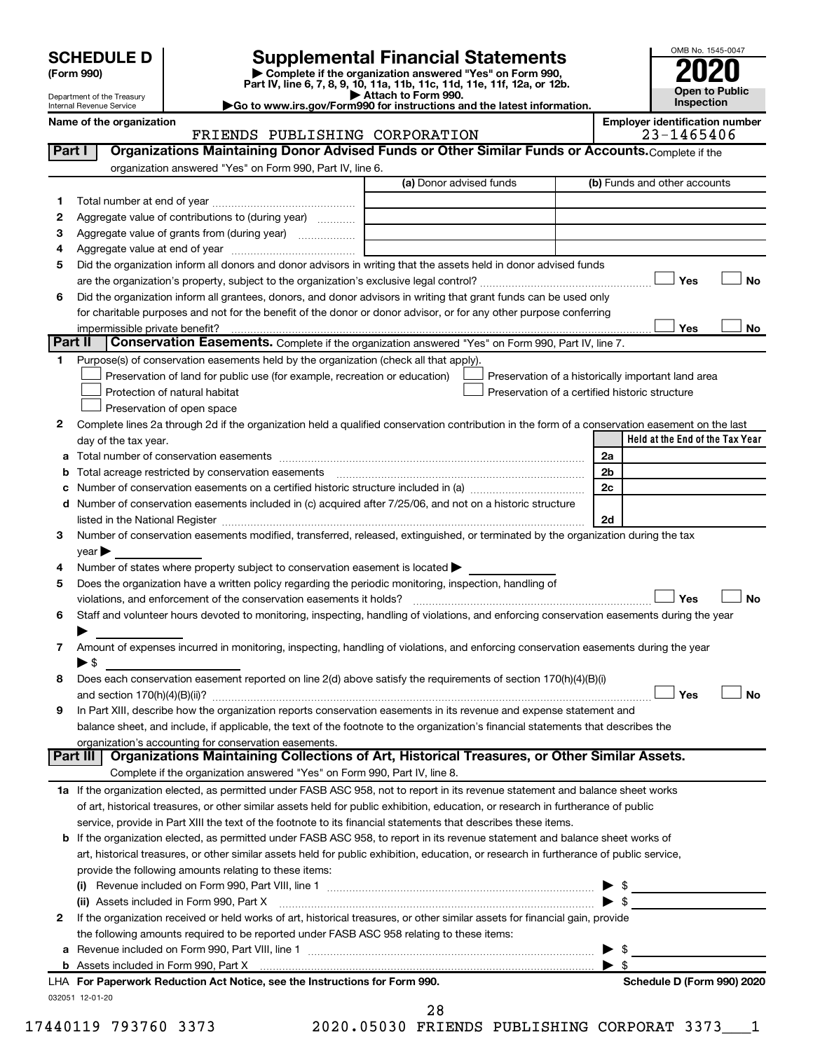# SCHEDULE D (Form 990)

Department of the Treasury
Internal Revenue Service

## Supplemental Financial Statements

▶ Complete if the organization answered "Yes" on Form 990, Part IV, line 6, 7, 8, 9, 10, 11a, 11b, 11c, 11d, 11e, 11f, 12a, or 12b.
▶ Attach to Form 990.
▶Go to www.irs.gov/Form990 for instructions and the latest information.

OMB No. 1545-0047

**2020**

**Open to Public Inspection**

**Name of the organization:** FRIENDS PUBLISHING CORPORATION

**Employer identification number:** 23-1465406

### Part I — Organizations Maintaining Donor Advised Funds or Other Similar Funds or Accounts. 
Complete if the organization answered "Yes" on Form 990, Part IV, line 6.

| | | (a) Donor advised funds | (b) Funds and other accounts |
|---|---|---|---|
| 1 | Total number at end of year | | |
| 2 | Aggregate value of contributions to (during year) | | |
| 3 | Aggregate value of grants from (during year) | | |
| 4 | Aggregate value at end of year | | |

5 Did the organization inform all donors and donor advisors in writing that the assets held in donor advised funds are the organization's property, subject to the organization's exclusive legal control? ☐ Yes ☐ No

6 Did the organization inform all grantees, donors, and donor advisors in writing that grant funds can be used only for charitable purposes and not for the benefit of the donor or donor advisor, or for any other purpose conferring impermissible private benefit? ☐ Yes ☐ No

### Part II — Conservation Easements. 
Complete if the organization answered "Yes" on Form 990, Part IV, line 7.

1 Purpose(s) of conservation easements held by the organization (check all that apply).

- ☐ Preservation of land for public use (for example, recreation or education)
- ☐ Protection of natural habitat
- ☐ Preservation of open space
- ☐ Preservation of a historically important land area
- ☐ Preservation of a certified historic structure

2 Complete lines 2a through 2d if the organization held a qualified conservation contribution in the form of a conservation easement on the last day of the tax year.

| | | | Held at the End of the Tax Year |
|---|---|---|---|
| a | Total number of conservation easements | 2a | |
| b | Total acreage restricted by conservation easements | 2b | |
| c | Number of conservation easements on a certified historic structure included in (a) | 2c | |
| d | Number of conservation easements included in (c) acquired after 7/25/06, and not on a historic structure listed in the National Register | 2d | |

3 Number of conservation easements modified, transferred, released, extinguished, or terminated by the organization during the tax year ▶

4 Number of states where property subject to conservation easement is located ▶

5 Does the organization have a written policy regarding the periodic monitoring, inspection, handling of violations, and enforcement of the conservation easements it holds? ☐ Yes ☐ No

6 Staff and volunteer hours devoted to monitoring, inspecting, handling of violations, and enforcing conservation easements during the year ▶

7 Amount of expenses incurred in monitoring, inspecting, handling of violations, and enforcing conservation easements during the year ▶ $

8 Does each conservation easement reported on line 2(d) above satisfy the requirements of section 170(h)(4)(B)(i) and section 170(h)(4)(B)(ii)? ☐ Yes ☐ No

9 In Part XIII, describe how the organization reports conservation easements in its revenue and expense statement and balance sheet, and include, if applicable, the text of the footnote to the organization's financial statements that describes the organization's accounting for conservation easements.

### Part III — Organizations Maintaining Collections of Art, Historical Treasures, or Other Similar Assets.
Complete if the organization answered "Yes" on Form 990, Part IV, line 8.

1a If the organization elected, as permitted under FASB ASC 958, not to report in its revenue statement and balance sheet works of art, historical treasures, or other similar assets held for public exhibition, education, or research in furtherance of public service, provide in Part XIII the text of the footnote to its financial statements that describes these items.

b If the organization elected, as permitted under FASB ASC 958, to report in its revenue statement and balance sheet works of art, historical treasures, or other similar assets held for public exhibition, education, or research in furtherance of public service, provide the following amounts relating to these items:

(i) Revenue included on Form 990, Part VIII, line 1 ▶ $

(ii) Assets included in Form 990, Part X ▶ $

2 If the organization received or held works of art, historical treasures, or other similar assets for financial gain, provide the following amounts required to be reported under FASB ASC 958 relating to these items:

a Revenue included on Form 990, Part VIII, line 1 ▶ $

b Assets included in Form 990, Part X ▶ $

**LHA For Paperwork Reduction Act Notice, see the Instructions for Form 990.** **Schedule D (Form 990) 2020**

032051 12-01-20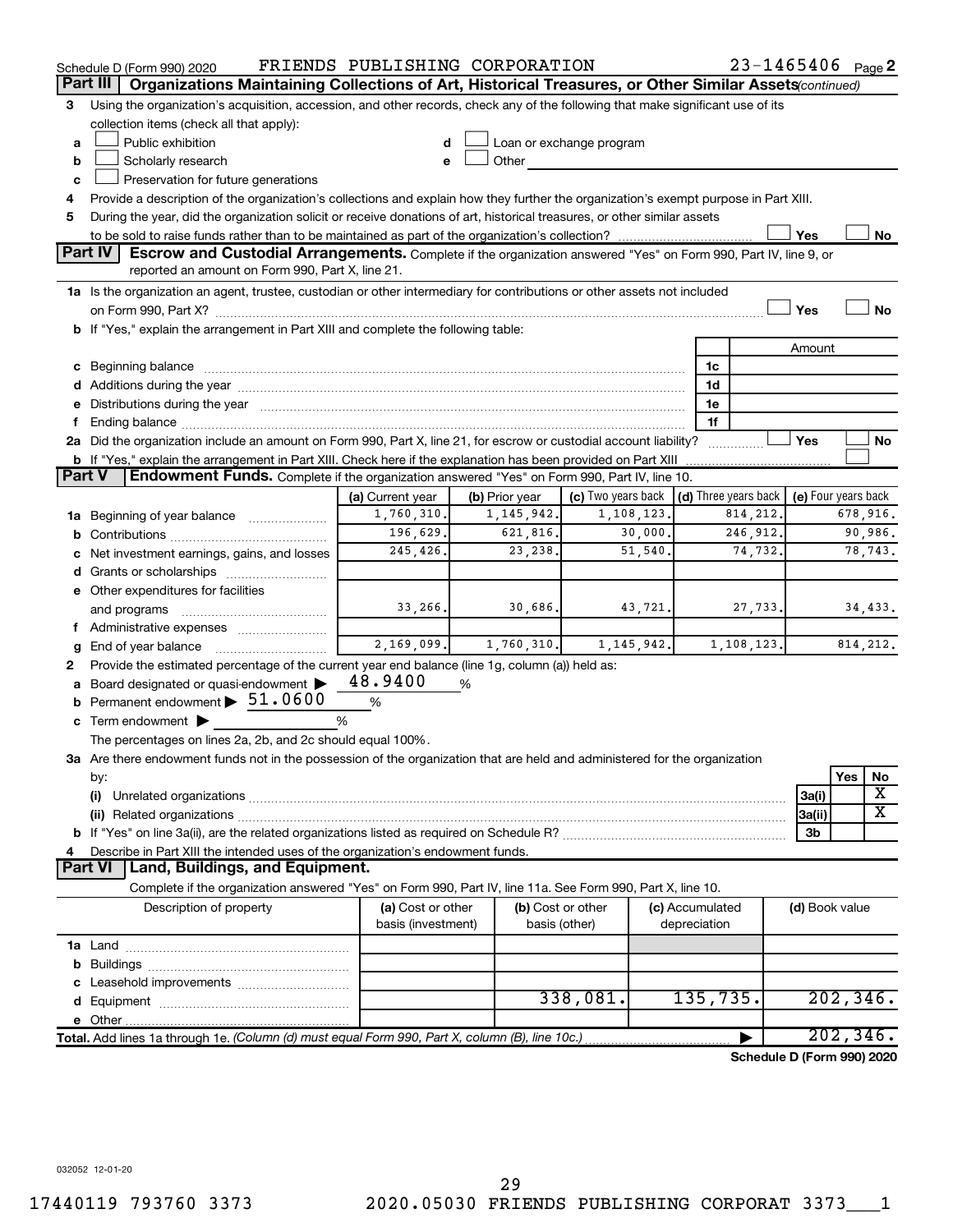Schedule D (Form 990) 2020 FRIENDS PUBLISHING CORPORATION 23-1465406 Page 2

## Part III Organizations Maintaining Collections of Art, Historical Treasures, or Other Similar Assets *(continued)*

3 Using the organization's acquisition, accession, and other records, check any of the following that make significant use of its collection items (check all that apply):

a ☐ Public exhibition
b ☐ Scholarly research
c ☐ Preservation for future generations
d ☐ Loan or exchange program
e ☐ Other

4 Provide a description of the organization's collections and explain how they further the organization's exempt purpose in Part XIII.

5 During the year, did the organization solicit or receive donations of art, historical treasures, or other similar assets to be sold to raise funds rather than to be maintained as part of the organization's collection? ☐ Yes ☐ No

## Part IV Escrow and Custodial Arrangements.
Complete if the organization answered "Yes" on Form 990, Part IV, line 9, or reported an amount on Form 990, Part X, line 21.

1a Is the organization an agent, trustee, custodian or other intermediary for contributions or other assets not included on Form 990, Part X? ☐ Yes ☐ No

b If "Yes," explain the arrangement in Part XIII and complete the following table:

| | | Amount |
|---|---|---|
| c Beginning balance | 1c | |
| d Additions during the year | 1d | |
| e Distributions during the year | 1e | |
| f Ending balance | 1f | |

2a Did the organization include an amount on Form 990, Part X, line 21, for escrow or custodial account liability? ☐ Yes ☐ No

b If "Yes," explain the arrangement in Part XIII. Check here if the explanation has been provided on Part XIII ☐

## Part V Endowment Funds.
Complete if the organization answered "Yes" on Form 990, Part IV, line 10.

| | (a) Current year | (b) Prior year | (c) Two years back | (d) Three years back | (e) Four years back |
|---|---|---|---|---|---|
| 1a Beginning of year balance | 1,760,310. | 1,145,942. | 1,108,123. | 814,212. | 678,916. |
| b Contributions | 196,629. | 621,816. | 30,000. | 246,912. | 90,986. |
| c Net investment earnings, gains, and losses | 245,426. | 23,238. | 51,540. | 74,732. | 78,743. |
| d Grants or scholarships | | | | | |
| e Other expenditures for facilities and programs | 33,266. | 30,686. | 43,721. | 27,733. | 34,433. |
| f Administrative expenses | | | | | |
| g End of year balance | 2,169,099. | 1,760,310. | 1,145,942. | 1,108,123. | 814,212. |

2 Provide the estimated percentage of the current year end balance (line 1g, column (a)) held as:

a Board designated or quasi-endowment ▶ 48.9400 %
b Permanent endowment ▶ 51.0600 %
c Term endowment ▶ %

The percentages on lines 2a, 2b, and 2c should equal 100%.

3a Are there endowment funds not in the possession of the organization that are held and administered for the organization by:

| | | Yes | No |
|---|---|---|---|
| (i) Unrelated organizations | 3a(i) | | X |
| (ii) Related organizations | 3a(ii) | | X |
| b If "Yes" on line 3a(ii), are the related organizations listed as required on Schedule R? | 3b | | |

4 Describe in Part XIII the intended uses of the organization's endowment funds.

## Part VI Land, Buildings, and Equipment.

Complete if the organization answered "Yes" on Form 990, Part IV, line 11a. See Form 990, Part X, line 10.

| Description of property | (a) Cost or other basis (investment) | (b) Cost or other basis (other) | (c) Accumulated depreciation | (d) Book value |
|---|---|---|---|---|
| 1a Land | | | | |
| b Buildings | | | | |
| c Leasehold improvements | | | | |
| d Equipment | | 338,081. | 135,735. | 202,346. |
| e Other | | | | |
| **Total.** Add lines 1a through 1e. *(Column (d) must equal Form 990, Part X, column (B), line 10c.)* | | | ▶ | 202,346. |

**Schedule D (Form 990) 2020**

032052 12-01-20

17440119 793760 3373 2020.05030 FRIENDS PUBLISHING CORPORAT 3373___1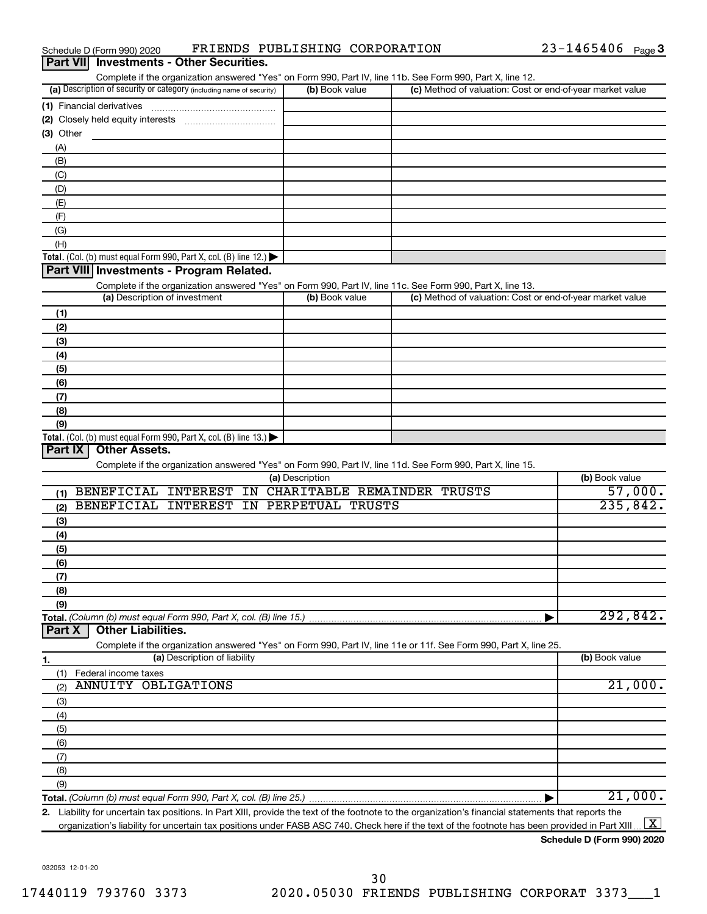Schedule D (Form 990) 2020 FRIENDS PUBLISHING CORPORATION 23-1465406 Page 3

## Part VII Investments - Other Securities.

Complete if the organization answered "Yes" on Form 990, Part IV, line 11b. See Form 990, Part X, line 12.

| (a) Description of security or category (including name of security) | (b) Book value | (c) Method of valuation: Cost or end-of-year market value |
|---|---|---|
| (1) Financial derivatives | | |
| (2) Closely held equity interests | | |
| (3) Other | | |
| (A) | | |
| (B) | | |
| (C) | | |
| (D) | | |
| (E) | | |
| (F) | | |
| (G) | | |
| (H) | | |
| **Total.** (Col. (b) must equal Form 990, Part X, col. (B) line 12.) | | |

## Part VIII Investments - Program Related.

Complete if the organization answered "Yes" on Form 990, Part IV, line 11c. See Form 990, Part X, line 13.

| (a) Description of investment | (b) Book value | (c) Method of valuation: Cost or end-of-year market value |
|---|---|---|
| (1) | | |
| (2) | | |
| (3) | | |
| (4) | | |
| (5) | | |
| (6) | | |
| (7) | | |
| (8) | | |
| (9) | | |
| **Total.** (Col. (b) must equal Form 990, Part X, col. (B) line 13.) | | |

## Part IX Other Assets.

Complete if the organization answered "Yes" on Form 990, Part IV, line 11d. See Form 990, Part X, line 15.

| (a) Description | (b) Book value |
|---|---|
| (1) BENEFICIAL INTEREST IN CHARITABLE REMAINDER TRUSTS | 57,000. |
| (2) BENEFICIAL INTEREST IN PERPETUAL TRUSTS | 235,842. |
| (3) | |
| (4) | |
| (5) | |
| (6) | |
| (7) | |
| (8) | |
| (9) | |
| **Total.** *(Column (b) must equal Form 990, Part X, col. (B) line 15.)* | 292,842. |

## Part X Other Liabilities.

Complete if the organization answered "Yes" on Form 990, Part IV, line 11e or 11f. See Form 990, Part X, line 25.

| 1. (a) Description of liability | (b) Book value |
|---|---|
| (1) Federal income taxes | |
| (2) ANNUITY OBLIGATIONS | 21,000. |
| (3) | |
| (4) | |
| (5) | |
| (6) | |
| (7) | |
| (8) | |
| (9) | |
| **Total.** *(Column (b) must equal Form 990, Part X, col. (B) line 25.)* | 21,000. |

2. Liability for uncertain tax positions. In Part XIII, provide the text of the footnote to the organization's financial statements that reports the organization's liability for uncertain tax positions under FASB ASC 740. Check here if the text of the footnote has been provided in Part XIII [X]

**Schedule D (Form 990) 2020**

032053 12-01-20

17440119 793760 3373 2020.05030 FRIENDS PUBLISHING CORPORAT 3373___1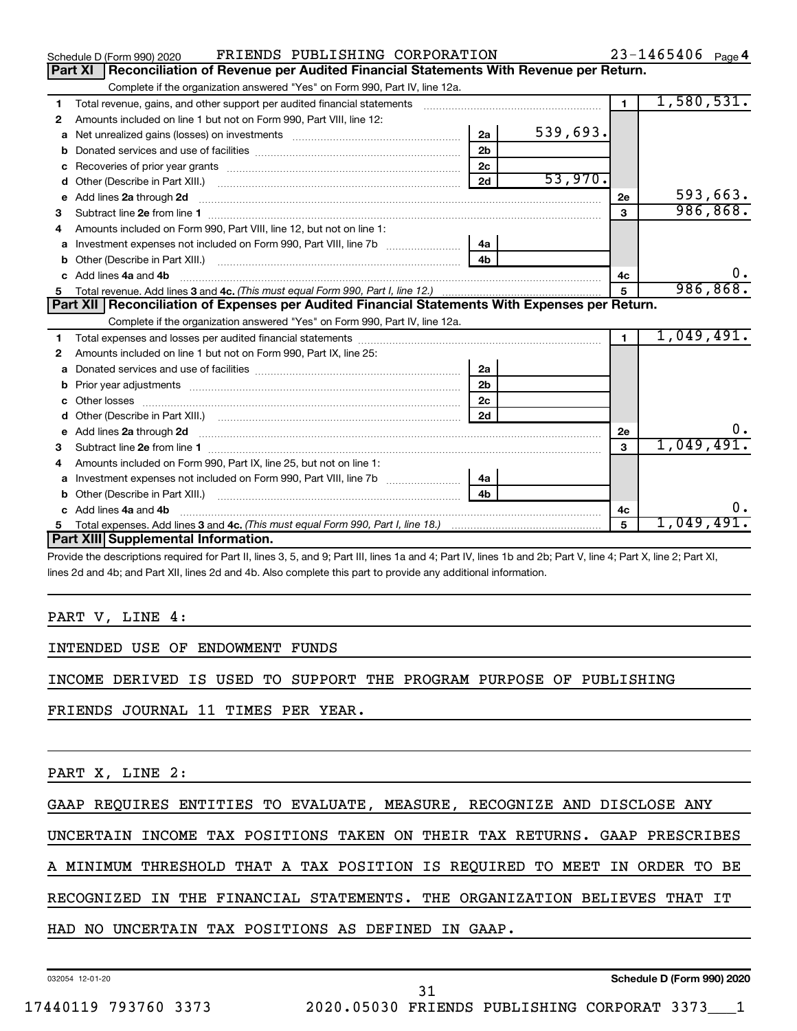Schedule D (Form 990) 2020 FRIENDS PUBLISHING CORPORATION 23-1465406 Page 4

## Part XI Reconciliation of Revenue per Audited Financial Statements With Revenue per Return.

Complete if the organization answered "Yes" on Form 990, Part IV, line 12a.

| | | | | | |
|---|---|---|---|---|---|
| 1 | Total revenue, gains, and other support per audited financial statements | | | 1 | 1,580,531. |
| 2 | Amounts included on line 1 but not on Form 990, Part VIII, line 12: | | | | |
| a | Net unrealized gains (losses) on investments | 2a | 539,693. | | |
| b | Donated services and use of facilities | 2b | | | |
| c | Recoveries of prior year grants | 2c | | | |
| d | Other (Describe in Part XIII.) | 2d | 53,970. | | |
| e | Add lines 2a through 2d | | | 2e | 593,663. |
| 3 | Subtract line 2e from line 1 | | | 3 | 986,868. |
| 4 | Amounts included on Form 990, Part VIII, line 12, but not on line 1: | | | | |
| a | Investment expenses not included on Form 990, Part VIII, line 7b | 4a | | | |
| b | Other (Describe in Part XIII.) | 4b | | | |
| c | Add lines 4a and 4b | | | 4c | 0. |
| 5 | Total revenue. Add lines 3 and 4c. *(This must equal Form 990, Part I, line 12.)* | | | 5 | 986,868. |

## Part XII Reconciliation of Expenses per Audited Financial Statements With Expenses per Return.

Complete if the organization answered "Yes" on Form 990, Part IV, line 12a.

| | | | | | |
|---|---|---|---|---|---|
| 1 | Total expenses and losses per audited financial statements | | | 1 | 1,049,491. |
| 2 | Amounts included on line 1 but not on Form 990, Part IX, line 25: | | | | |
| a | Donated services and use of facilities | 2a | | | |
| b | Prior year adjustments | 2b | | | |
| c | Other losses | 2c | | | |
| d | Other (Describe in Part XIII.) | 2d | | | |
| e | Add lines 2a through 2d | | | 2e | 0. |
| 3 | Subtract line 2e from line 1 | | | 3 | 1,049,491. |
| 4 | Amounts included on Form 990, Part IX, line 25, but not on line 1: | | | | |
| a | Investment expenses not included on Form 990, Part VIII, line 7b | 4a | | | |
| b | Other (Describe in Part XIII.) | 4b | | | |
| c | Add lines 4a and 4b | | | 4c | 0. |
| 5 | Total expenses. Add lines 3 and 4c. *(This must equal Form 990, Part I, line 18.)* | | | 5 | 1,049,491. |

## Part XIII Supplemental Information.

Provide the descriptions required for Part II, lines 3, 5, and 9; Part III, lines 1a and 4; Part IV, lines 1b and 2b; Part V, line 4; Part X, line 2; Part XI, lines 2d and 4b; and Part XII, lines 2d and 4b. Also complete this part to provide any additional information.

PART V, LINE 4:

INTENDED USE OF ENDOWMENT FUNDS

INCOME DERIVED IS USED TO SUPPORT THE PROGRAM PURPOSE OF PUBLISHING FRIENDS JOURNAL 11 TIMES PER YEAR.

PART X, LINE 2:

GAAP REQUIRES ENTITIES TO EVALUATE, MEASURE, RECOGNIZE AND DISCLOSE ANY UNCERTAIN INCOME TAX POSITIONS TAKEN ON THEIR TAX RETURNS. GAAP PRESCRIBES A MINIMUM THRESHOLD THAT A TAX POSITION IS REQUIRED TO MEET IN ORDER TO BE RECOGNIZED IN THE FINANCIAL STATEMENTS. THE ORGANIZATION BELIEVES THAT IT HAD NO UNCERTAIN TAX POSITIONS AS DEFINED IN GAAP.

032054 12-01-20 Schedule D (Form 990) 2020

17440119 793760 3373 2020.05030 FRIENDS PUBLISHING CORPORAT 3373___1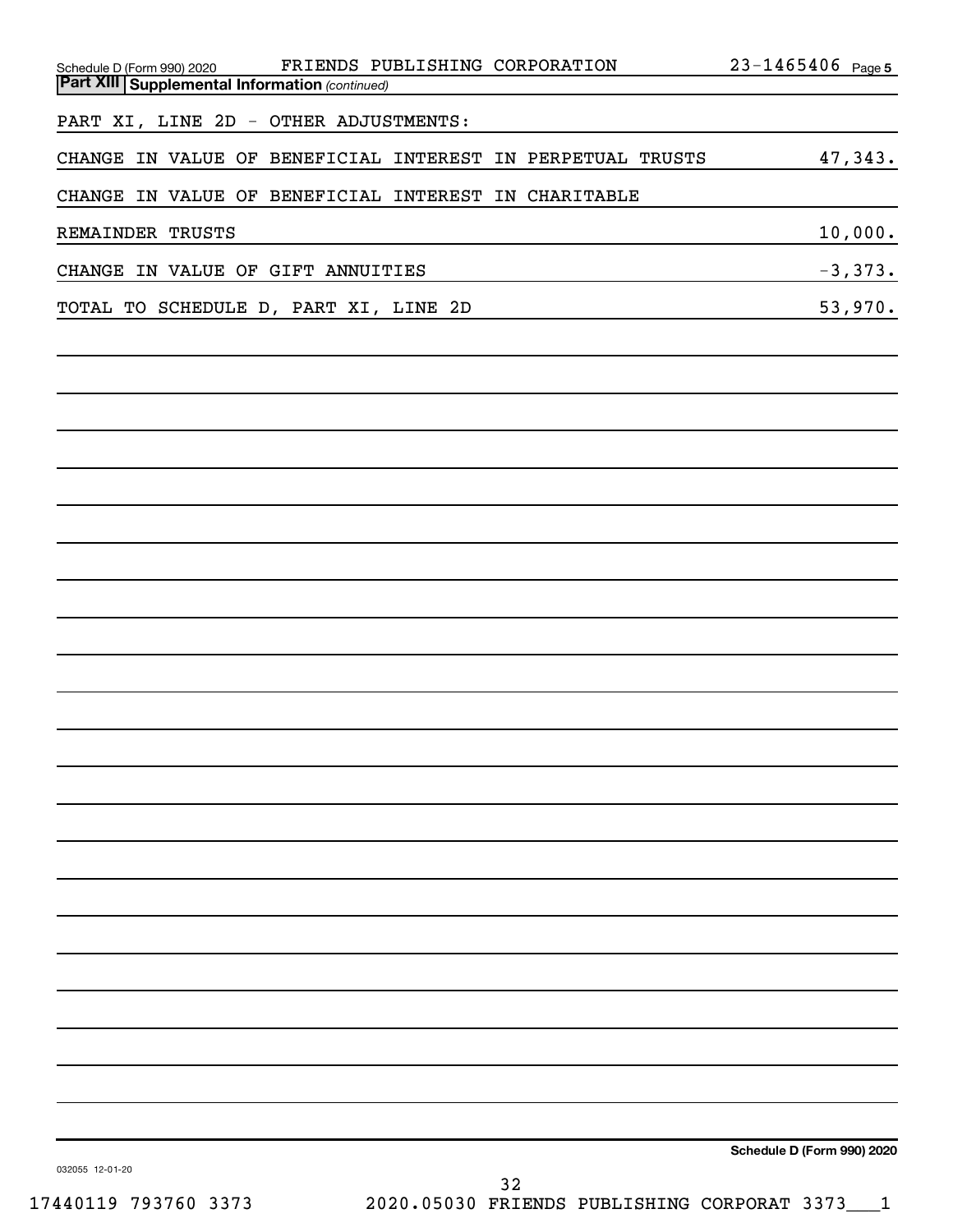Schedule D (Form 990) 2020 FRIENDS PUBLISHING CORPORATION 23-1465406 Page 5

**Part XIII Supplemental Information** *(continued)*

PART XI, LINE 2D - OTHER ADJUSTMENTS:

| | |
|---|---|
| CHANGE IN VALUE OF BENEFICIAL INTEREST IN PERPETUAL TRUSTS | 47,343. |
| CHANGE IN VALUE OF BENEFICIAL INTEREST IN CHARITABLE REMAINDER TRUSTS | 10,000. |
| CHANGE IN VALUE OF GIFT ANNUITIES | -3,373. |
| TOTAL TO SCHEDULE D, PART XI, LINE 2D | 53,970. |

Schedule D (Form 990) 2020

032055 12-01-20

17440119 793760 3373 2020.05030 FRIENDS PUBLISHING CORPORAT 3373___1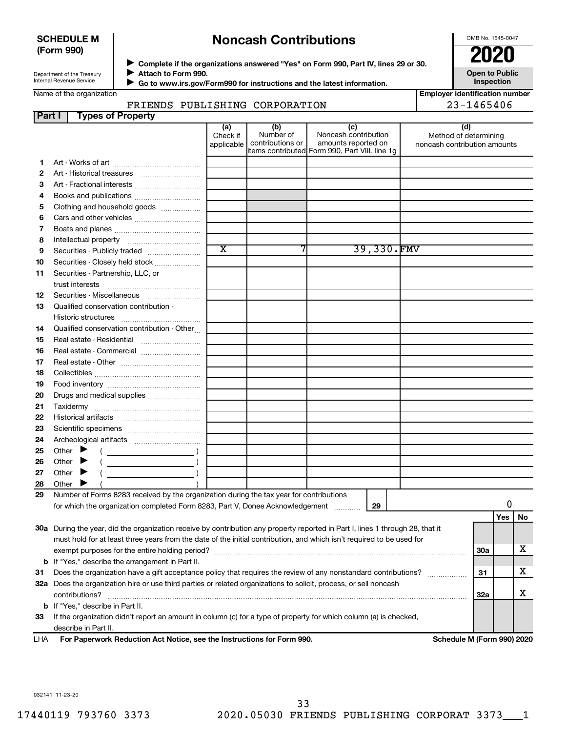**SCHEDULE M (Form 990)**

Department of the Treasury
Internal Revenue Service

# Noncash Contributions

▶ Complete if the organizations answered "Yes" on Form 990, Part IV, lines 29 or 30.
▶ Attach to Form 990.
▶ Go to www.irs.gov/Form990 for instructions and the latest information.

OMB No. 1545-0047
**2020**
**Open to Public Inspection**

Name of the organization: FRIENDS PUBLISHING CORPORATION

Employer identification number: 23-1465406

## Part I Types of Property

| | | (a) Check if applicable | (b) Number of contributions or items contributed | (c) Noncash contribution amounts reported on Form 990, Part VIII, line 1g | (d) Method of determining noncash contribution amounts |
|---|---|---|---|---|---|
| 1 | Art - Works of art | | | | |
| 2 | Art - Historical treasures | | | | |
| 3 | Art - Fractional interests | | | | |
| 4 | Books and publications | | | | |
| 5 | Clothing and household goods | | | | |
| 6 | Cars and other vehicles | | | | |
| 7 | Boats and planes | | | | |
| 8 | Intellectual property | | | | |
| 9 | Securities - Publicly traded | X | 7 | 39,330. | FMV |
| 10 | Securities - Closely held stock | | | | |
| 11 | Securities - Partnership, LLC, or trust interests | | | | |
| 12 | Securities - Miscellaneous | | | | |
| 13 | Qualified conservation contribution - Historic structures | | | | |
| 14 | Qualified conservation contribution - Other | | | | |
| 15 | Real estate - Residential | | | | |
| 16 | Real estate - Commercial | | | | |
| 17 | Real estate - Other | | | | |
| 18 | Collectibles | | | | |
| 19 | Food inventory | | | | |
| 20 | Drugs and medical supplies | | | | |
| 21 | Taxidermy | | | | |
| 22 | Historical artifacts | | | | |
| 23 | Scientific specimens | | | | |
| 24 | Archeological artifacts | | | | |
| 25 | Other ▶ ( ) | | | | |
| 26 | Other ▶ ( ) | | | | |
| 27 | Other ▶ ( ) | | | | |
| 28 | Other ▶ ( ) | | | | |

29 Number of Forms 8283 received by the organization during the tax year for contributions for which the organization completed Form 8283, Part V, Donee Acknowledgement ..... **29** | 0

| | | | Yes | No |
|---|---|---|---|---|
| 30a | During the year, did the organization receive by contribution any property reported in Part I, lines 1 through 28, that it must hold for at least three years from the date of the initial contribution, and which isn't required to be used for exempt purposes for the entire holding period? | 30a | | X |
| b | If "Yes," describe the arrangement in Part II. | | | |
| 31 | Does the organization have a gift acceptance policy that requires the review of any nonstandard contributions? | 31 | | X |
| 32a | Does the organization hire or use third parties or related organizations to solicit, process, or sell noncash contributions? | 32a | | X |
| b | If "Yes," describe in Part II. | | | |
| 33 | If the organization didn't report an amount in column (c) for a type of property for which column (a) is checked, describe in Part II. | | | |

LHA **For Paperwork Reduction Act Notice, see the Instructions for Form 990.** **Schedule M (Form 990) 2020**

032141 11-23-20

17440119 793760 3373 2020.05030 FRIENDS PUBLISHING CORPORAT 3373___1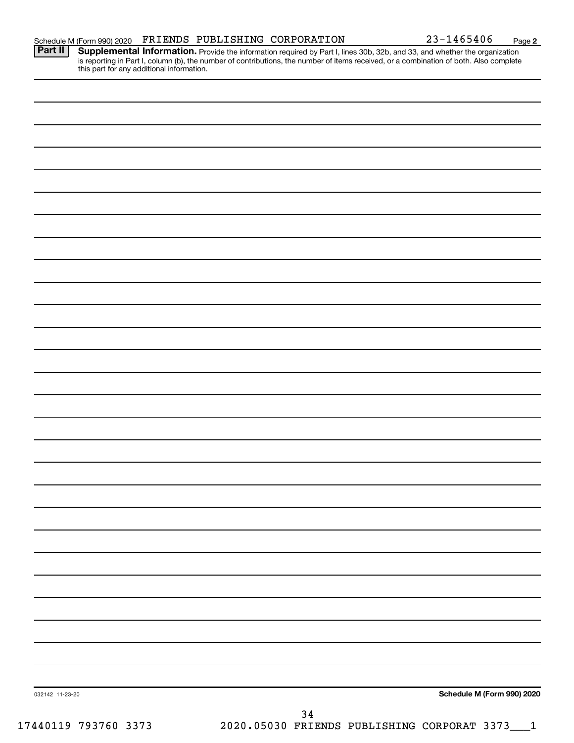Schedule M (Form 990) 2020 FRIENDS PUBLISHING CORPORATION 23-1465406 Page **2**

**Part II** **Supplemental Information.** Provide the information required by Part I, lines 30b, 32b, and 33, and whether the organization is reporting in Part I, column (b), the number of contributions, the number of items received, or a combination of both. Also complete this part for any additional information.

032142 11-23-20

**Schedule M (Form 990) 2020**

17440119 793760 3373 2020.05030 FRIENDS PUBLISHING CORPORAT 3373___1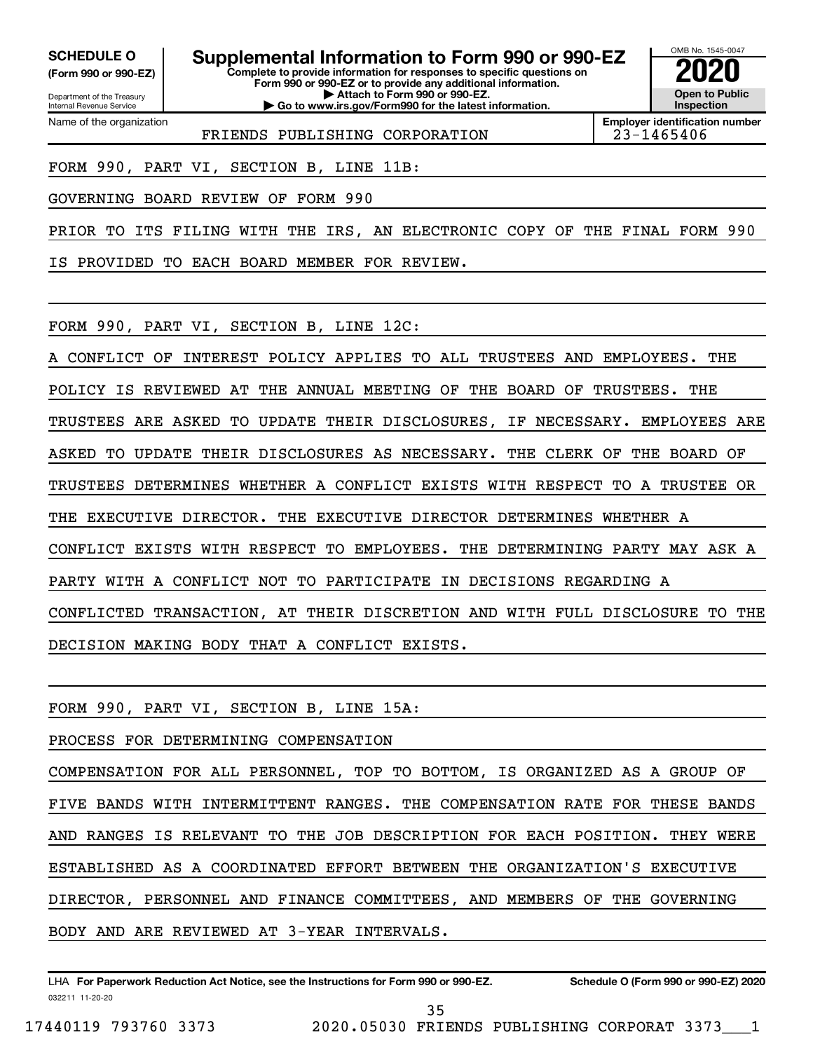**SCHEDULE O**
**(Form 990 or 990-EZ)**

Department of the Treasury
Internal Revenue Service

# Supplemental Information to Form 990 or 990-EZ

**Complete to provide information for responses to specific questions on Form 990 or 990-EZ or to provide any additional information.**
**▶ Attach to Form 990 or 990-EZ.**
**▶ Go to www.irs.gov/Form990 for the latest information.**

OMB No. 1545-0047
**2020**
**Open to Public Inspection**

| Name of the organization | Employer identification number |
|---|---|
| FRIENDS PUBLISHING CORPORATION | 23-1465406 |

FORM 990, PART VI, SECTION B, LINE 11B:

GOVERNING BOARD REVIEW OF FORM 990

PRIOR TO ITS FILING WITH THE IRS, AN ELECTRONIC COPY OF THE FINAL FORM 990 IS PROVIDED TO EACH BOARD MEMBER FOR REVIEW.

FORM 990, PART VI, SECTION B, LINE 12C:

A CONFLICT OF INTEREST POLICY APPLIES TO ALL TRUSTEES AND EMPLOYEES. THE POLICY IS REVIEWED AT THE ANNUAL MEETING OF THE BOARD OF TRUSTEES. THE TRUSTEES ARE ASKED TO UPDATE THEIR DISCLOSURES, IF NECESSARY. EMPLOYEES ARE ASKED TO UPDATE THEIR DISCLOSURES AS NECESSARY. THE CLERK OF THE BOARD OF TRUSTEES DETERMINES WHETHER A CONFLICT EXISTS WITH RESPECT TO A TRUSTEE OR THE EXECUTIVE DIRECTOR. THE EXECUTIVE DIRECTOR DETERMINES WHETHER A CONFLICT EXISTS WITH RESPECT TO EMPLOYEES. THE DETERMINING PARTY MAY ASK A PARTY WITH A CONFLICT NOT TO PARTICIPATE IN DECISIONS REGARDING A CONFLICTED TRANSACTION, AT THEIR DISCRETION AND WITH FULL DISCLOSURE TO THE DECISION MAKING BODY THAT A CONFLICT EXISTS.

FORM 990, PART VI, SECTION B, LINE 15A:

PROCESS FOR DETERMINING COMPENSATION

COMPENSATION FOR ALL PERSONNEL, TOP TO BOTTOM, IS ORGANIZED AS A GROUP OF FIVE BANDS WITH INTERMITTENT RANGES. THE COMPENSATION RATE FOR THESE BANDS AND RANGES IS RELEVANT TO THE JOB DESCRIPTION FOR EACH POSITION. THEY WERE ESTABLISHED AS A COORDINATED EFFORT BETWEEN THE ORGANIZATION'S EXECUTIVE DIRECTOR, PERSONNEL AND FINANCE COMMITTEES, AND MEMBERS OF THE GOVERNING BODY AND ARE REVIEWED AT 3-YEAR INTERVALS.

LHA **For Paperwork Reduction Act Notice, see the Instructions for Form 990 or 990-EZ.** **Schedule O (Form 990 or 990-EZ) 2020**
032211 11-20-20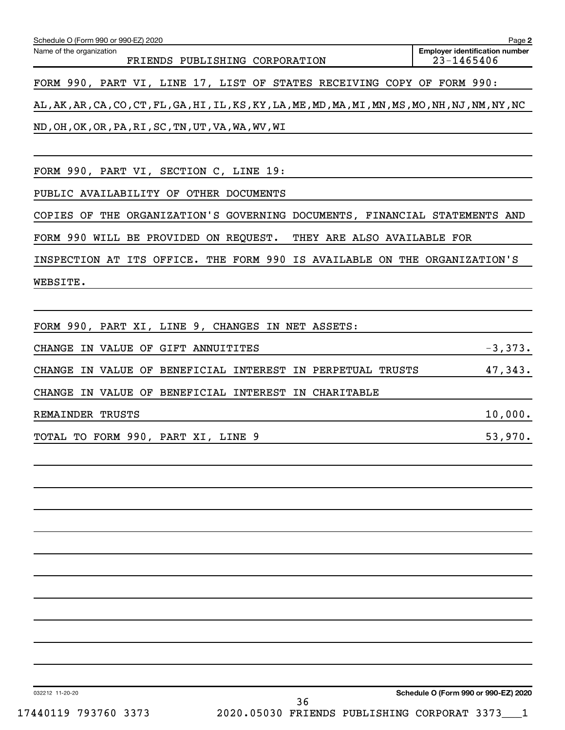Schedule O (Form 990 or 990-EZ) 2020

Name of the organization: FRIENDS PUBLISHING CORPORATION

Employer identification number: 23-1465406

FORM 990, PART VI, LINE 17, LIST OF STATES RECEIVING COPY OF FORM 990:

AL,AK,AR,CA,CO,CT,FL,GA,HI,IL,KS,KY,LA,ME,MD,MA,MI,MN,MS,MO,NH,NJ,NM,NY,NC ND,OH,OK,OR,PA,RI,SC,TN,UT,VA,WA,WV,WI

FORM 990, PART VI, SECTION C, LINE 19:

PUBLIC AVAILABILITY OF OTHER DOCUMENTS

COPIES OF THE ORGANIZATION'S GOVERNING DOCUMENTS, FINANCIAL STATEMENTS AND FORM 990 WILL BE PROVIDED ON REQUEST. THEY ARE ALSO AVAILABLE FOR INSPECTION AT ITS OFFICE. THE FORM 990 IS AVAILABLE ON THE ORGANIZATION'S WEBSITE.

FORM 990, PART XI, LINE 9, CHANGES IN NET ASSETS:

| | |
|---|---|
| CHANGE IN VALUE OF GIFT ANNUITITES | -3,373. |
| CHANGE IN VALUE OF BENEFICIAL INTEREST IN PERPETUAL TRUSTS | 47,343. |
| CHANGE IN VALUE OF BENEFICIAL INTEREST IN CHARITABLE REMAINDER TRUSTS | 10,000. |
| TOTAL TO FORM 990, PART XI, LINE 9 | 53,970. |

Schedule O (Form 990 or 990-EZ) 2020